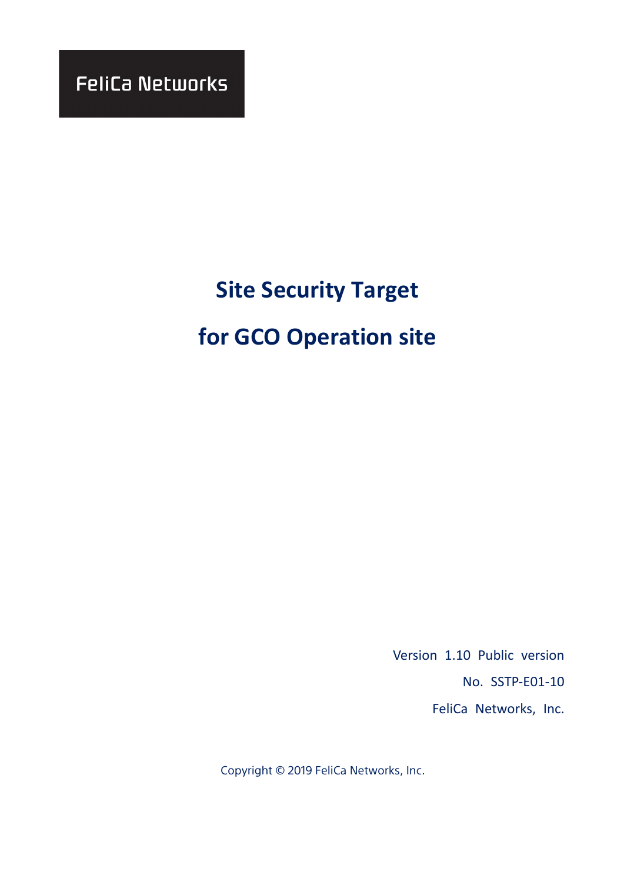FeliCa Networks

# Site Security Target

# for GCO Operation site

Version 1.10 Public version

No. SSTP-E01-10

FeliCa Networks, Inc.

Copyright © 2019 FeliCa Networks, Inc.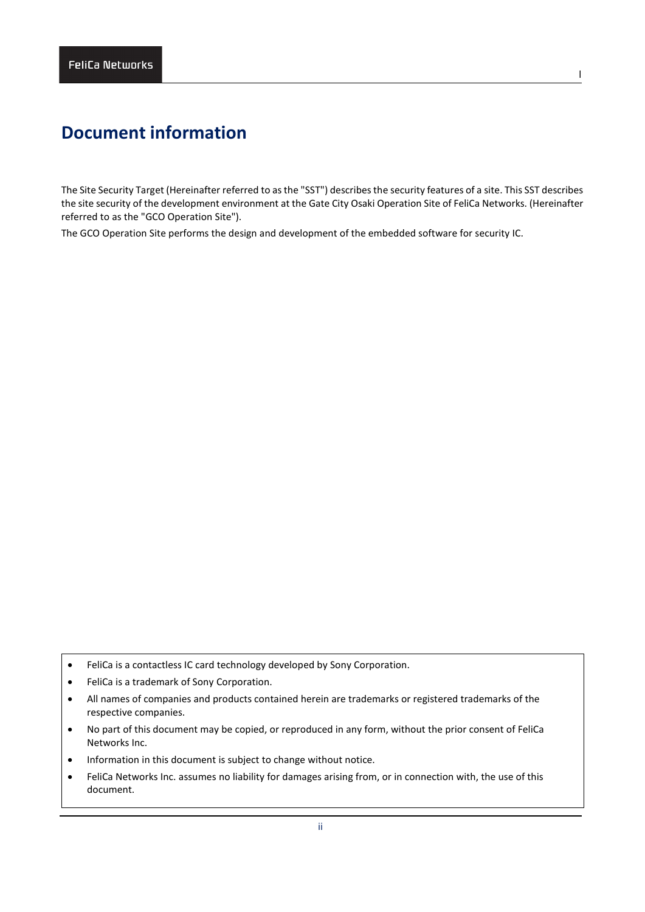# Document information

The Site Security Target (Hereinafter referred to as the "SST") describes the security features of a site. This SST describes the site security of the development environment at the Gate City Osaki Operation Site of FeliCa Networks. (Hereinafter referred to as the "GCO Operation Site").

The GCO Operation Site performs the design and development of the embedded software for security IC.

- FeliCa is a contactless IC card technology developed by Sony Corporation.
- FeliCa is a trademark of Sony Corporation.
- All names of companies and products contained herein are trademarks or registered trademarks of the respective companies.
- No part of this document may be copied, or reproduced in any form, without the prior consent of FeliCa Networks Inc.
- Information in this document is subject to change without notice.
- FeliCa Networks Inc. assumes no liability for damages arising from, or in connection with, the use of this document.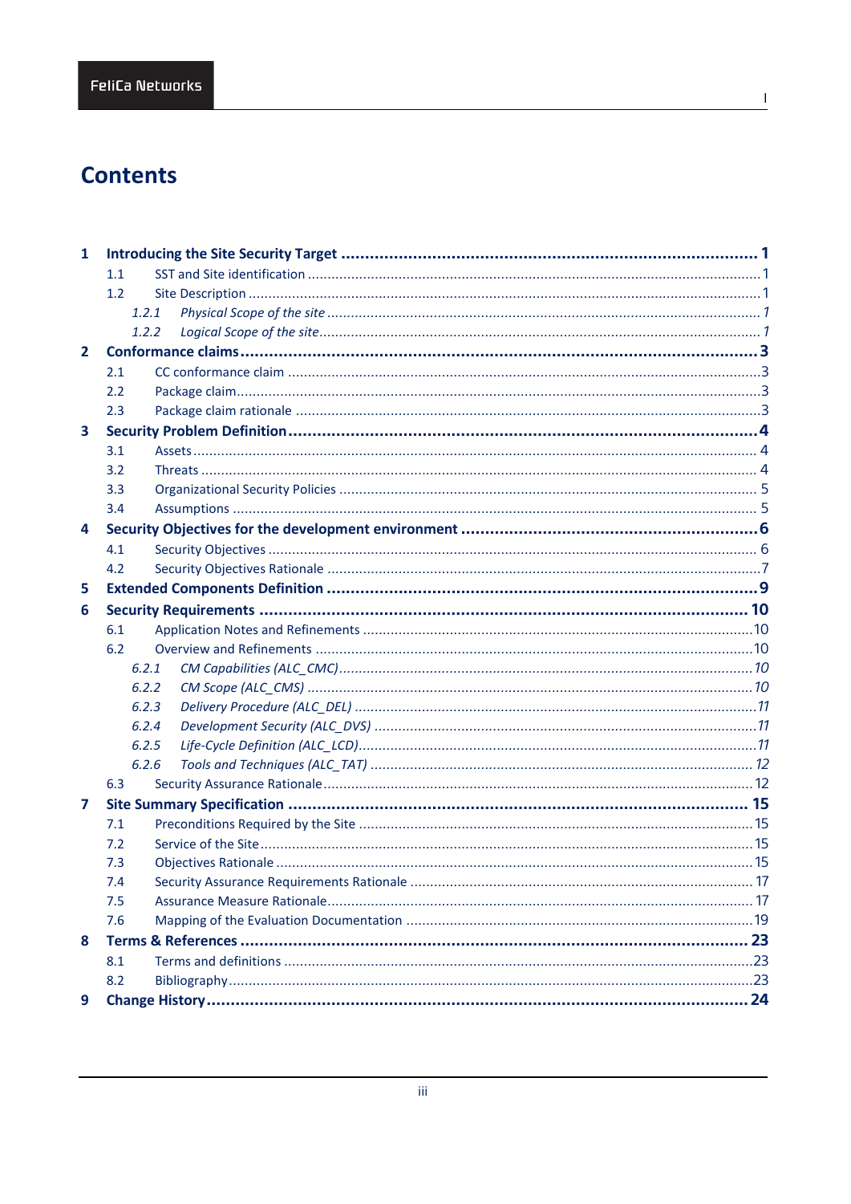# Contents

- **1 Introducing the Site Security Target ... 1**
  - 1.1 SST and Site identification ... 1
  - 1.2 Site Description ... 1
    - *1.2.1 Physical Scope of the site ... 1*
    - *1.2.2 Logical Scope of the site ... 1*
- **2 Conformance claims ... 3**
  - 2.1 CC conformance claim ... 3
  - 2.2 Package claim ... 3
  - 2.3 Package claim rationale ... 3
- **3 Security Problem Definition ... 4**
  - 3.1 Assets ... 4
  - 3.2 Threats ... 4
  - 3.3 Organizational Security Policies ... 5
  - 3.4 Assumptions ... 5
- **4 Security Objectives for the development environment ... 6**
  - 4.1 Security Objectives ... 6
  - 4.2 Security Objectives Rationale ... 7
- **5 Extended Components Definition ... 9**
- **6 Security Requirements ... 10**
  - 6.1 Application Notes and Refinements ... 10
  - 6.2 Overview and Refinements ... 10
    - *6.2.1 CM Capabilities (ALC_CMC) ... 10*
    - *6.2.2 CM Scope (ALC_CMS) ... 10*
    - *6.2.3 Delivery Procedure (ALC_DEL) ... 11*
    - *6.2.4 Development Security (ALC_DVS) ... 11*
    - *6.2.5 Life-Cycle Definition (ALC_LCD) ... 11*
    - *6.2.6 Tools and Techniques (ALC_TAT) ... 12*
  - 6.3 Security Assurance Rationale ... 12
- **7 Site Summary Specification ... 15**
  - 7.1 Preconditions Required by the Site ... 15
  - 7.2 Service of the Site ... 15
  - 7.3 Objectives Rationale ... 15
  - 7.4 Security Assurance Requirements Rationale ... 17
  - 7.5 Assurance Measure Rationale ... 17
  - 7.6 Mapping of the Evaluation Documentation ... 19
- **8 Terms & References ... 23**
  - 8.1 Terms and definitions ... 23
  - 8.2 Bibliography ... 23
- **9 Change History ... 24**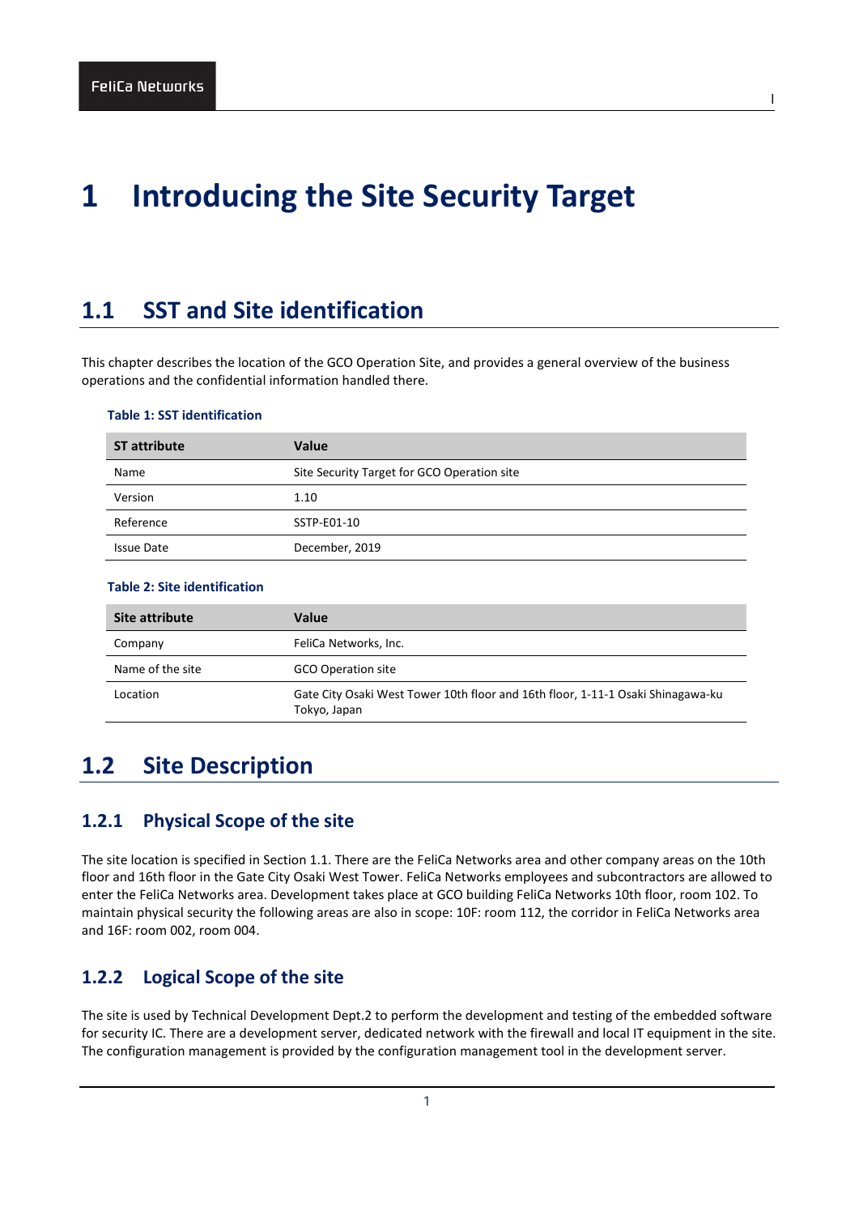# 1 Introducing the Site Security Target

## 1.1 SST and Site identification

This chapter describes the location of the GCO Operation Site, and provides a general overview of the business operations and the confidential information handled there.

**Table 1: SST identification**

| ST attribute | Value |
|---|---|
| Name | Site Security Target for GCO Operation site |
| Version | 1.10 |
| Reference | SSTP-E01-10 |
| Issue Date | December, 2019 |

**Table 2: Site identification**

| Site attribute | Value |
|---|---|
| Company | FeliCa Networks, Inc. |
| Name of the site | GCO Operation site |
| Location | Gate City Osaki West Tower 10th floor and 16th floor, 1-11-1 Osaki Shinagawa-ku Tokyo, Japan |

## 1.2 Site Description

### 1.2.1 Physical Scope of the site

The site location is specified in Section 1.1. There are the FeliCa Networks area and other company areas on the 10th floor and 16th floor in the Gate City Osaki West Tower. FeliCa Networks employees and subcontractors are allowed to enter the FeliCa Networks area. Development takes place at GCO building FeliCa Networks 10th floor, room 102. To maintain physical security the following areas are also in scope: 10F: room 112, the corridor in FeliCa Networks area and 16F: room 002, room 004.

### 1.2.2 Logical Scope of the site

The site is used by Technical Development Dept.2 to perform the development and testing of the embedded software for security IC. There are a development server, dedicated network with the firewall and local IT equipment in the site. The configuration management is provided by the configuration management tool in the development server.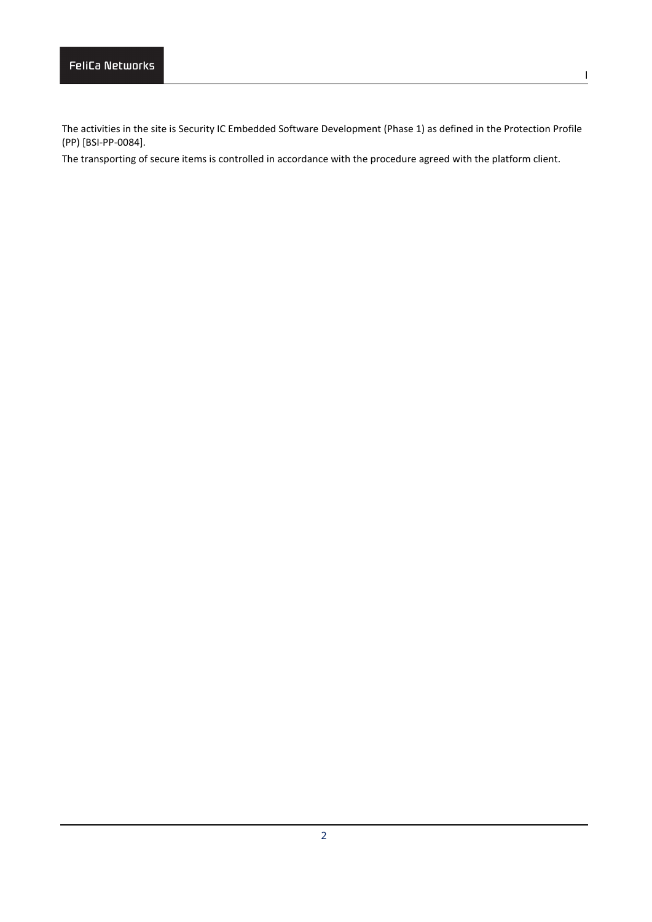The activities in the site is Security IC Embedded Software Development (Phase 1) as defined in the Protection Profile (PP) [BSI-PP-0084].

The transporting of secure items is controlled in accordance with the procedure agreed with the platform client.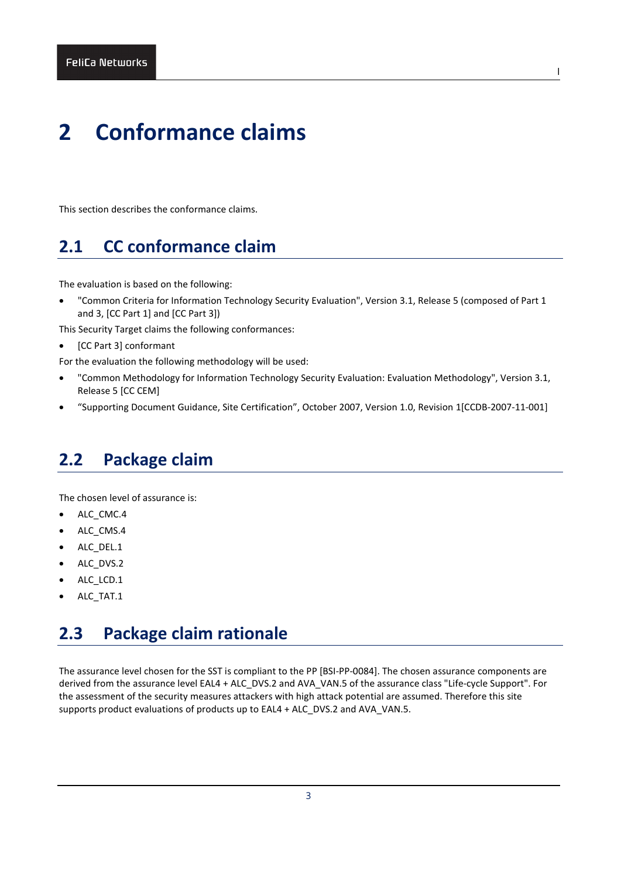# 2 Conformance claims

This section describes the conformance claims.

## 2.1 CC conformance claim

The evaluation is based on the following:

- "Common Criteria for Information Technology Security Evaluation", Version 3.1, Release 5 (composed of Part 1 and 3, [CC Part 1] and [CC Part 3])

This Security Target claims the following conformances:

- [CC Part 3] conformant

For the evaluation the following methodology will be used:

- "Common Methodology for Information Technology Security Evaluation: Evaluation Methodology", Version 3.1, Release 5 [CC CEM]
- “Supporting Document Guidance, Site Certification”, October 2007, Version 1.0, Revision 1[CCDB-2007-11-001]

## 2.2 Package claim

The chosen level of assurance is:

- ALC_CMC.4
- ALC_CMS.4
- ALC_DEL.1
- ALC_DVS.2
- ALC_LCD.1
- ALC_TAT.1

## 2.3 Package claim rationale

The assurance level chosen for the SST is compliant to the PP [BSI-PP-0084]. The chosen assurance components are derived from the assurance level EAL4 + ALC_DVS.2 and AVA_VAN.5 of the assurance class "Life-cycle Support". For the assessment of the security measures attackers with high attack potential are assumed. Therefore this site supports product evaluations of products up to EAL4 + ALC_DVS.2 and AVA_VAN.5.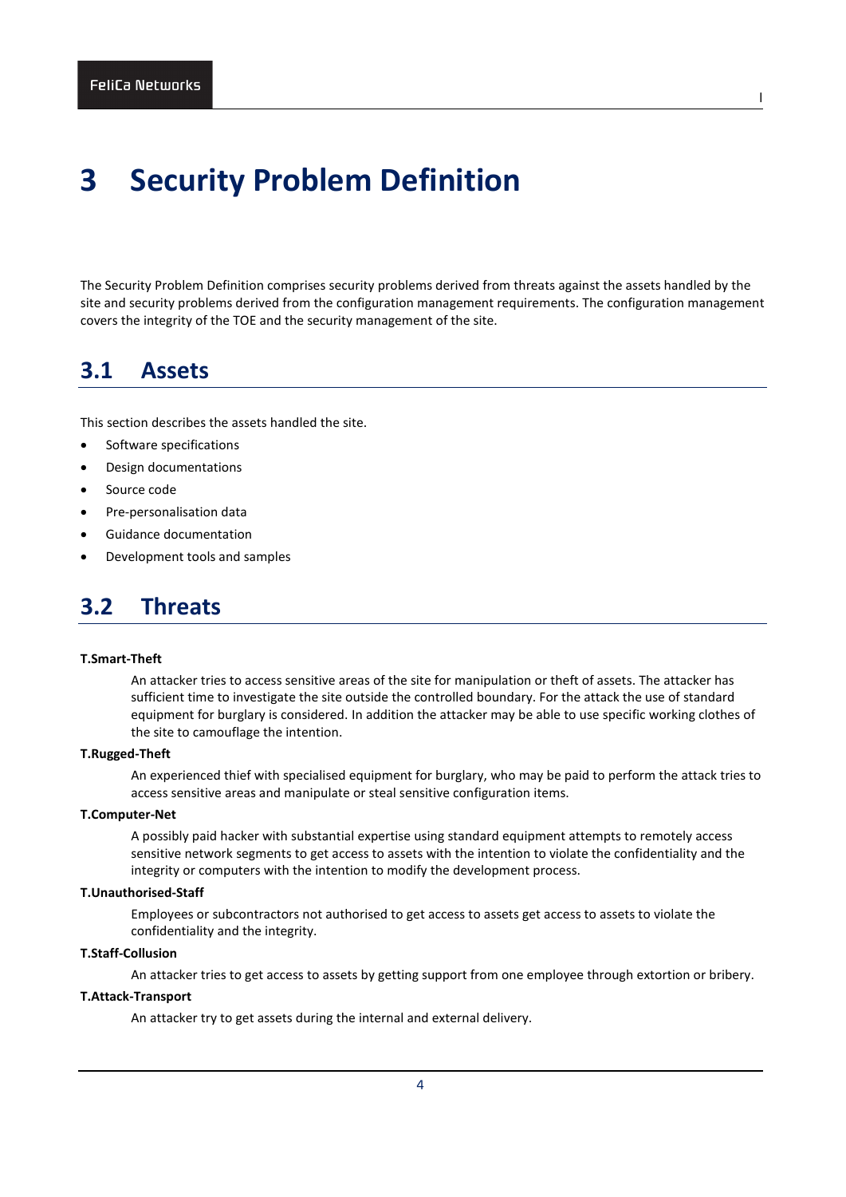# 3 Security Problem Definition

The Security Problem Definition comprises security problems derived from threats against the assets handled by the site and security problems derived from the configuration management requirements. The configuration management covers the integrity of the TOE and the security management of the site.

## 3.1 Assets

This section describes the assets handled the site.

- Software specifications
- Design documentations
- Source code
- Pre-personalisation data
- Guidance documentation
- Development tools and samples

## 3.2 Threats

**T.Smart-Theft**

An attacker tries to access sensitive areas of the site for manipulation or theft of assets. The attacker has sufficient time to investigate the site outside the controlled boundary. For the attack the use of standard equipment for burglary is considered. In addition the attacker may be able to use specific working clothes of the site to camouflage the intention.

**T.Rugged-Theft**

An experienced thief with specialised equipment for burglary, who may be paid to perform the attack tries to access sensitive areas and manipulate or steal sensitive configuration items.

**T.Computer-Net**

A possibly paid hacker with substantial expertise using standard equipment attempts to remotely access sensitive network segments to get access to assets with the intention to violate the confidentiality and the integrity or computers with the intention to modify the development process.

**T.Unauthorised-Staff**

Employees or subcontractors not authorised to get access to assets get access to assets to violate the confidentiality and the integrity.

**T.Staff-Collusion**

An attacker tries to get access to assets by getting support from one employee through extortion or bribery.

**T.Attack-Transport**

An attacker try to get assets during the internal and external delivery.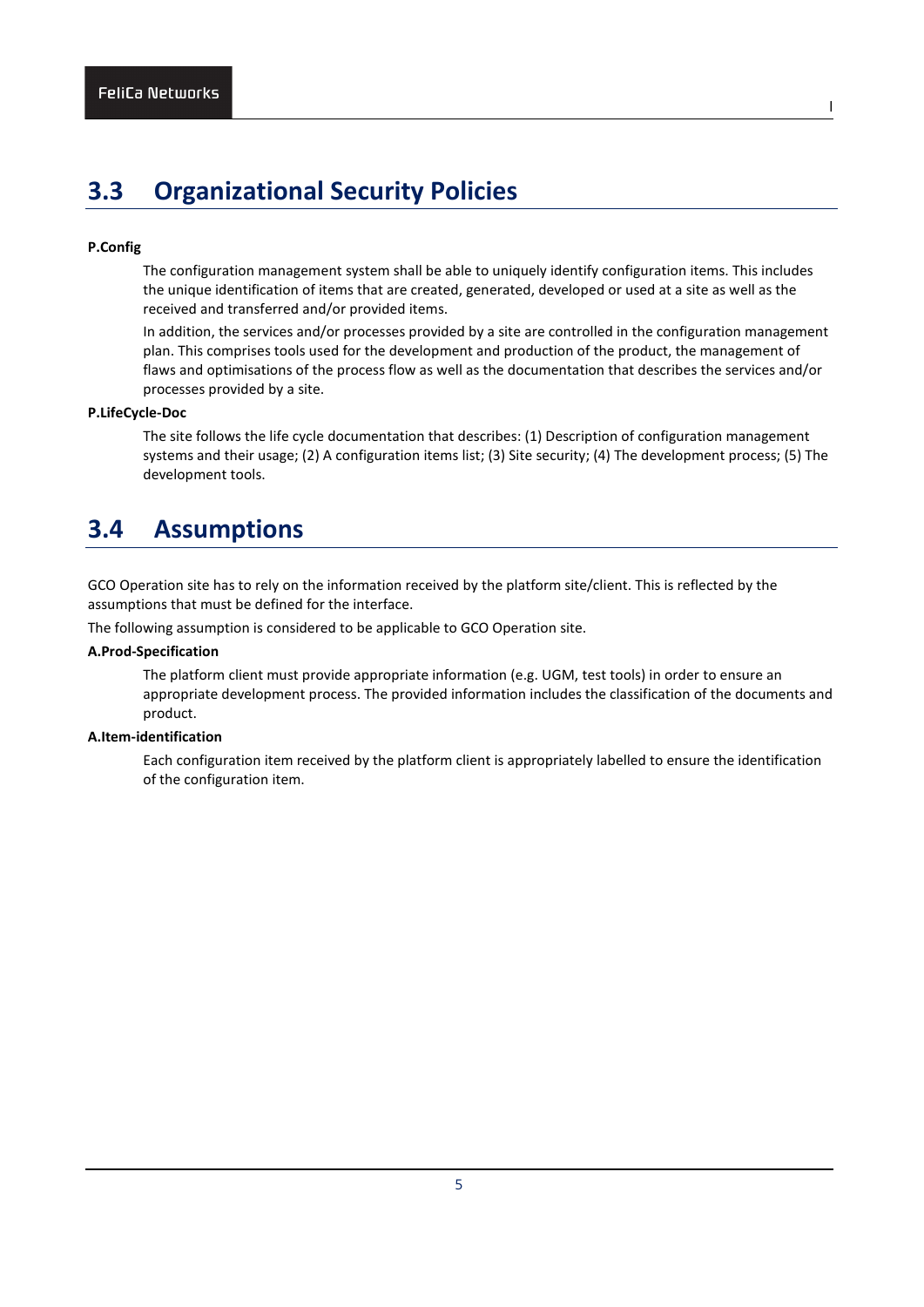## 3.3 Organizational Security Policies

**P.Config**

The configuration management system shall be able to uniquely identify configuration items. This includes the unique identification of items that are created, generated, developed or used at a site as well as the received and transferred and/or provided items.

In addition, the services and/or processes provided by a site are controlled in the configuration management plan. This comprises tools used for the development and production of the product, the management of flaws and optimisations of the process flow as well as the documentation that describes the services and/or processes provided by a site.

**P.LifeCycle-Doc**

The site follows the life cycle documentation that describes: (1) Description of configuration management systems and their usage; (2) A configuration items list; (3) Site security; (4) The development process; (5) The development tools.

## 3.4 Assumptions

GCO Operation site has to rely on the information received by the platform site/client. This is reflected by the assumptions that must be defined for the interface.

The following assumption is considered to be applicable to GCO Operation site.

**A.Prod-Specification**

The platform client must provide appropriate information (e.g. UGM, test tools) in order to ensure an appropriate development process. The provided information includes the classification of the documents and product.

**A.Item-identification**

Each configuration item received by the platform client is appropriately labelled to ensure the identification of the configuration item.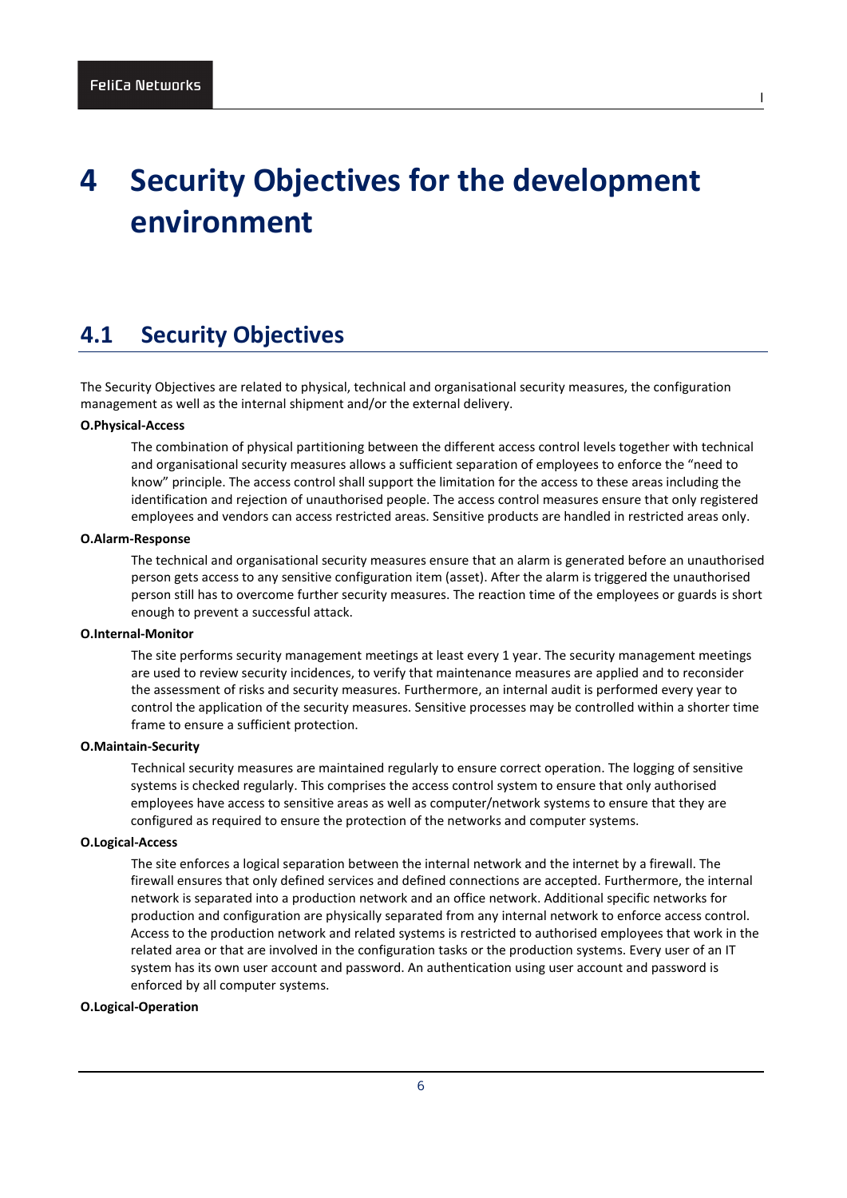# 4 Security Objectives for the development environment

## 4.1 Security Objectives

The Security Objectives are related to physical, technical and organisational security measures, the configuration management as well as the internal shipment and/or the external delivery.

**O.Physical-Access**

The combination of physical partitioning between the different access control levels together with technical and organisational security measures allows a sufficient separation of employees to enforce the "need to know" principle. The access control shall support the limitation for the access to these areas including the identification and rejection of unauthorised people. The access control measures ensure that only registered employees and vendors can access restricted areas. Sensitive products are handled in restricted areas only.

**O.Alarm-Response**

The technical and organisational security measures ensure that an alarm is generated before an unauthorised person gets access to any sensitive configuration item (asset). After the alarm is triggered the unauthorised person still has to overcome further security measures. The reaction time of the employees or guards is short enough to prevent a successful attack.

**O.Internal-Monitor**

The site performs security management meetings at least every 1 year. The security management meetings are used to review security incidences, to verify that maintenance measures are applied and to reconsider the assessment of risks and security measures. Furthermore, an internal audit is performed every year to control the application of the security measures. Sensitive processes may be controlled within a shorter time frame to ensure a sufficient protection.

**O.Maintain-Security**

Technical security measures are maintained regularly to ensure correct operation. The logging of sensitive systems is checked regularly. This comprises the access control system to ensure that only authorised employees have access to sensitive areas as well as computer/network systems to ensure that they are configured as required to ensure the protection of the networks and computer systems.

**O.Logical-Access**

The site enforces a logical separation between the internal network and the internet by a firewall. The firewall ensures that only defined services and defined connections are accepted. Furthermore, the internal network is separated into a production network and an office network. Additional specific networks for production and configuration are physically separated from any internal network to enforce access control. Access to the production network and related systems is restricted to authorised employees that work in the related area or that are involved in the configuration tasks or the production systems. Every user of an IT system has its own user account and password. An authentication using user account and password is enforced by all computer systems.

**O.Logical-Operation**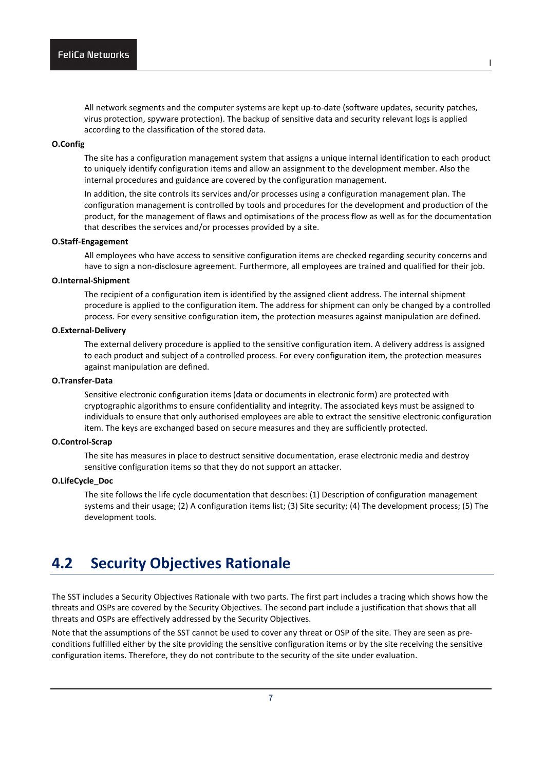All network segments and the computer systems are kept up-to-date (software updates, security patches, virus protection, spyware protection). The backup of sensitive data and security relevant logs is applied according to the classification of the stored data.

**O.Config**

The site has a configuration management system that assigns a unique internal identification to each product to uniquely identify configuration items and allow an assignment to the development member. Also the internal procedures and guidance are covered by the configuration management.

In addition, the site controls its services and/or processes using a configuration management plan. The configuration management is controlled by tools and procedures for the development and production of the product, for the management of flaws and optimisations of the process flow as well as for the documentation that describes the services and/or processes provided by a site.

**O.Staff-Engagement**

All employees who have access to sensitive configuration items are checked regarding security concerns and have to sign a non-disclosure agreement. Furthermore, all employees are trained and qualified for their job.

**O.Internal-Shipment**

The recipient of a configuration item is identified by the assigned client address. The internal shipment procedure is applied to the configuration item. The address for shipment can only be changed by a controlled process. For every sensitive configuration item, the protection measures against manipulation are defined.

**O.External-Delivery**

The external delivery procedure is applied to the sensitive configuration item. A delivery address is assigned to each product and subject of a controlled process. For every configuration item, the protection measures against manipulation are defined.

**O.Transfer-Data**

Sensitive electronic configuration items (data or documents in electronic form) are protected with cryptographic algorithms to ensure confidentiality and integrity. The associated keys must be assigned to individuals to ensure that only authorised employees are able to extract the sensitive electronic configuration item. The keys are exchanged based on secure measures and they are sufficiently protected.

**O.Control-Scrap**

The site has measures in place to destruct sensitive documentation, erase electronic media and destroy sensitive configuration items so that they do not support an attacker.

**O.LifeCycle_Doc**

The site follows the life cycle documentation that describes: (1) Description of configuration management systems and their usage; (2) A configuration items list; (3) Site security; (4) The development process; (5) The development tools.

## 4.2 Security Objectives Rationale

The SST includes a Security Objectives Rationale with two parts. The first part includes a tracing which shows how the threats and OSPs are covered by the Security Objectives. The second part include a justification that shows that all threats and OSPs are effectively addressed by the Security Objectives.

Note that the assumptions of the SST cannot be used to cover any threat or OSP of the site. They are seen as pre-conditions fulfilled either by the site providing the sensitive configuration items or by the site receiving the sensitive configuration items. Therefore, they do not contribute to the security of the site under evaluation.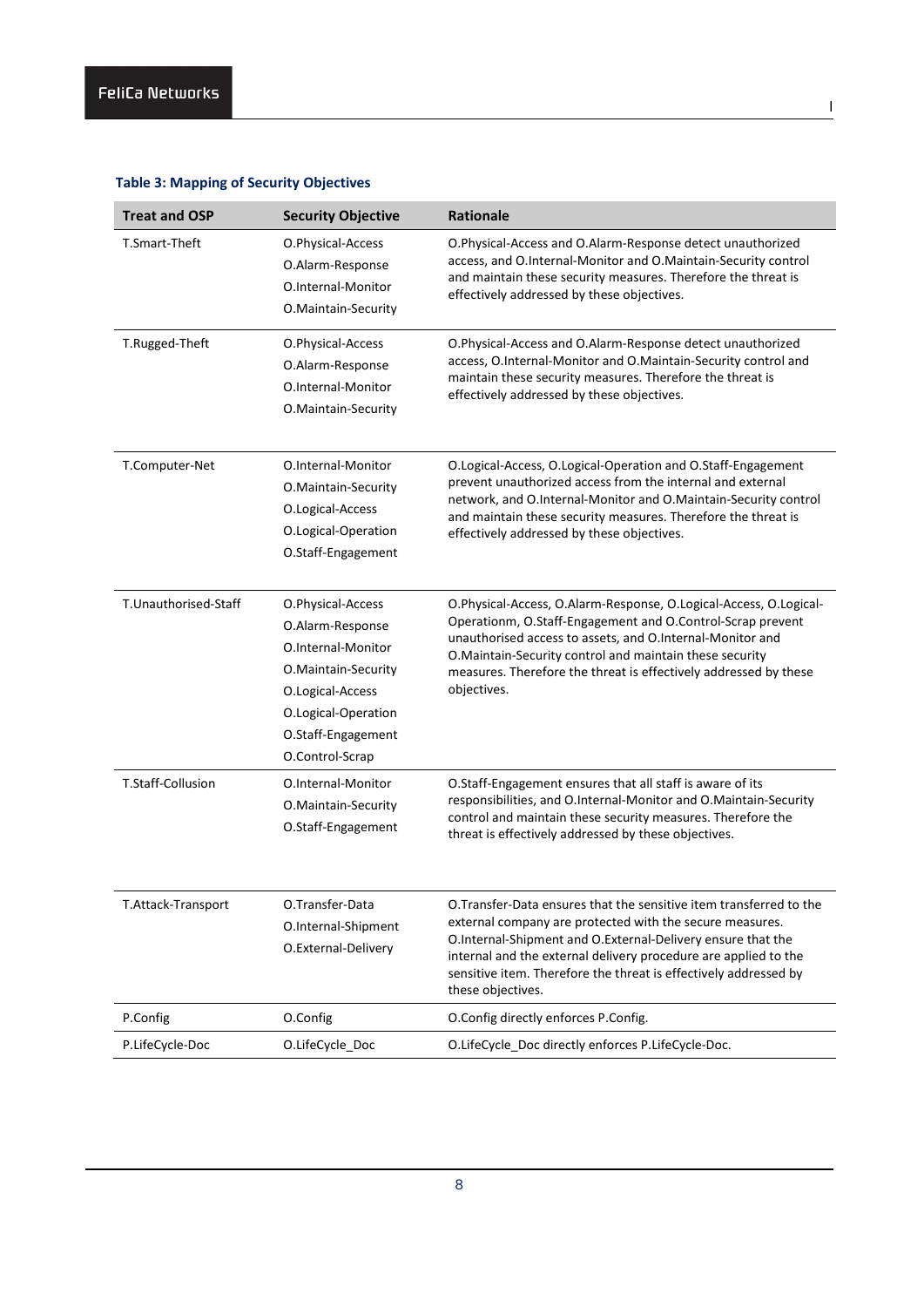**Table 3: Mapping of Security Objectives**

| Treat and OSP | Security Objective | Rationale |
|---|---|---|
| T.Smart-Theft | O.Physical-Access<br>O.Alarm-Response<br>O.Internal-Monitor<br>O.Maintain-Security | O.Physical-Access and O.Alarm-Response detect unauthorized access, and O.Internal-Monitor and O.Maintain-Security control and maintain these security measures. Therefore the threat is effectively addressed by these objectives. |
| T.Rugged-Theft | O.Physical-Access<br>O.Alarm-Response<br>O.Internal-Monitor<br>O.Maintain-Security | O.Physical-Access and O.Alarm-Response detect unauthorized access, O.Internal-Monitor and O.Maintain-Security control and maintain these security measures. Therefore the threat is effectively addressed by these objectives. |
| T.Computer-Net | O.Internal-Monitor<br>O.Maintain-Security<br>O.Logical-Access<br>O.Logical-Operation<br>O.Staff-Engagement | O.Logical-Access, O.Logical-Operation and O.Staff-Engagement prevent unauthorized access from the internal and external network, and O.Internal-Monitor and O.Maintain-Security control and maintain these security measures. Therefore the threat is effectively addressed by these objectives. |
| T.Unauthorised-Staff | O.Physical-Access<br>O.Alarm-Response<br>O.Internal-Monitor<br>O.Maintain-Security<br>O.Logical-Access<br>O.Logical-Operation<br>O.Staff-Engagement<br>O.Control-Scrap | O.Physical-Access, O.Alarm-Response, O.Logical-Access, O.Logical-Operationm, O.Staff-Engagement and O.Control-Scrap prevent unauthorised access to assets, and O.Internal-Monitor and O.Maintain-Security control and maintain these security measures. Therefore the threat is effectively addressed by these objectives. |
| T.Staff-Collusion | O.Internal-Monitor<br>O.Maintain-Security<br>O.Staff-Engagement | O.Staff-Engagement ensures that all staff is aware of its responsibilities, and O.Internal-Monitor and O.Maintain-Security control and maintain these security measures. Therefore the threat is effectively addressed by these objectives. |
| T.Attack-Transport | O.Transfer-Data<br>O.Internal-Shipment<br>O.External-Delivery | O.Transfer-Data ensures that the sensitive item transferred to the external company are protected with the secure measures. O.Internal-Shipment and O.External-Delivery ensure that the internal and the external delivery procedure are applied to the sensitive item. Therefore the threat is effectively addressed by these objectives. |
| P.Config | O.Config | O.Config directly enforces P.Config. |
| P.LifeCycle-Doc | O.LifeCycle_Doc | O.LifeCycle_Doc directly enforces P.LifeCycle-Doc. |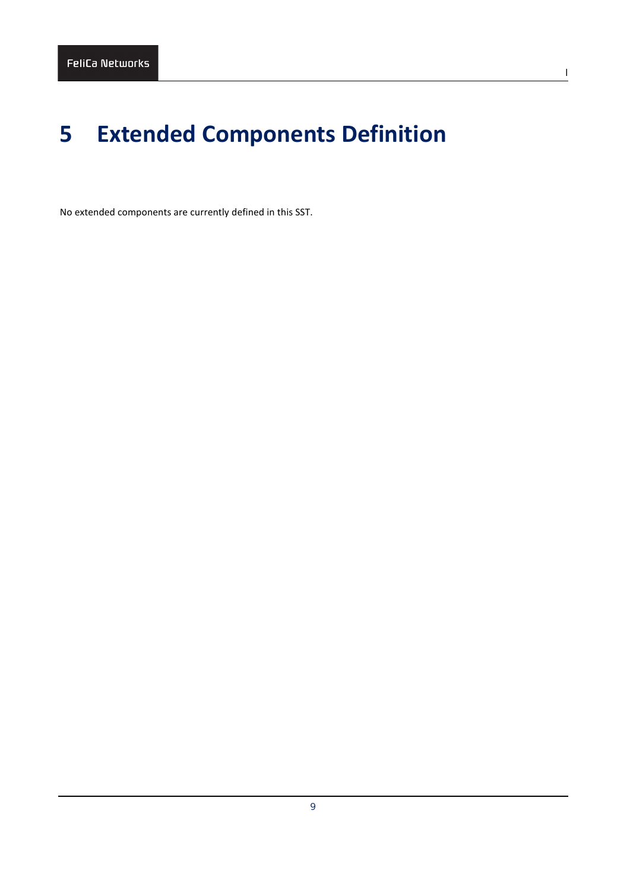# 5 Extended Components Definition

No extended components are currently defined in this SST.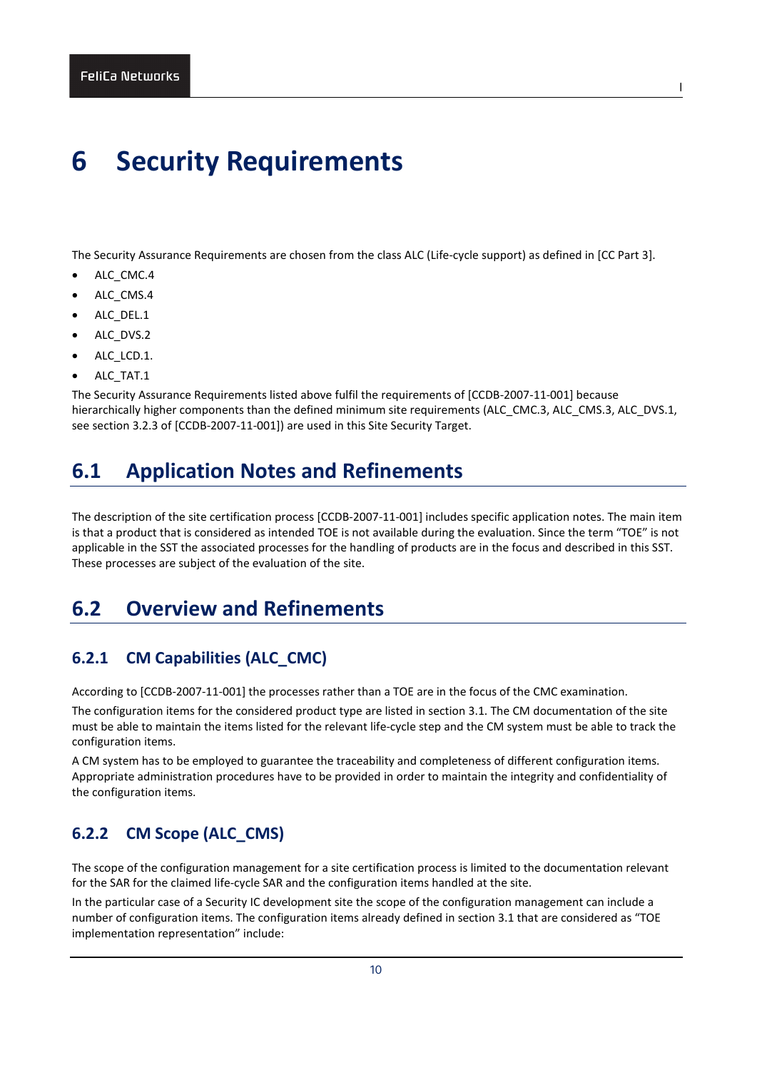# 6 Security Requirements

The Security Assurance Requirements are chosen from the class ALC (Life-cycle support) as defined in [CC Part 3].

- ALC_CMC.4
- ALC_CMS.4
- ALC_DEL.1
- ALC_DVS.2
- ALC_LCD.1.
- ALC_TAT.1

The Security Assurance Requirements listed above fulfil the requirements of [CCDB-2007-11-001] because hierarchically higher components than the defined minimum site requirements (ALC_CMC.3, ALC_CMS.3, ALC_DVS.1, see section 3.2.3 of [CCDB-2007-11-001]) are used in this Site Security Target.

## 6.1 Application Notes and Refinements

The description of the site certification process [CCDB-2007-11-001] includes specific application notes. The main item is that a product that is considered as intended TOE is not available during the evaluation. Since the term "TOE" is not applicable in the SST the associated processes for the handling of products are in the focus and described in this SST. These processes are subject of the evaluation of the site.

## 6.2 Overview and Refinements

### 6.2.1 CM Capabilities (ALC_CMC)

According to [CCDB-2007-11-001] the processes rather than a TOE are in the focus of the CMC examination.

The configuration items for the considered product type are listed in section 3.1. The CM documentation of the site must be able to maintain the items listed for the relevant life-cycle step and the CM system must be able to track the configuration items.

A CM system has to be employed to guarantee the traceability and completeness of different configuration items. Appropriate administration procedures have to be provided in order to maintain the integrity and confidentiality of the configuration items.

### 6.2.2 CM Scope (ALC_CMS)

The scope of the configuration management for a site certification process is limited to the documentation relevant for the SAR for the claimed life-cycle SAR and the configuration items handled at the site.

In the particular case of a Security IC development site the scope of the configuration management can include a number of configuration items. The configuration items already defined in section 3.1 that are considered as "TOE implementation representation" include: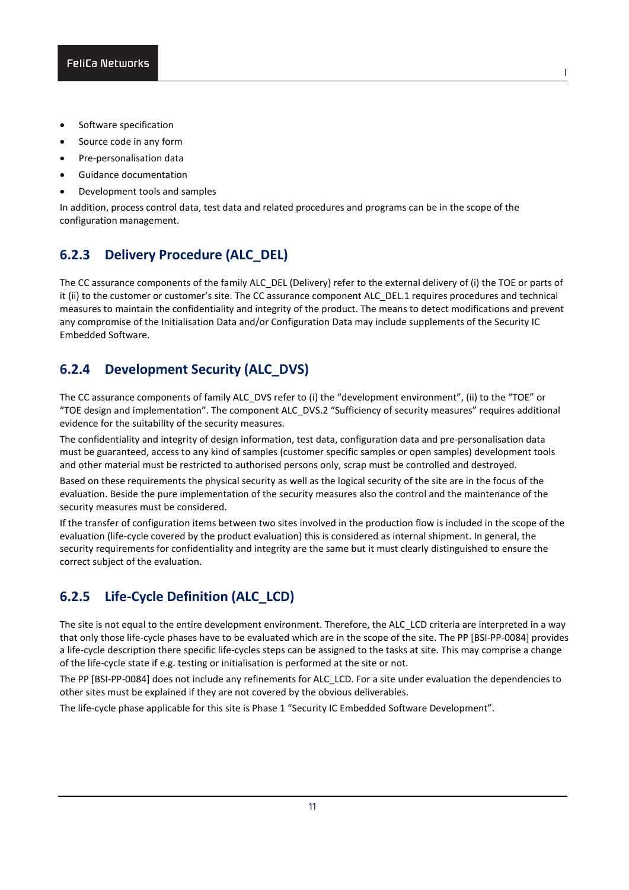- Software specification
- Source code in any form
- Pre-personalisation data
- Guidance documentation
- Development tools and samples

In addition, process control data, test data and related procedures and programs can be in the scope of the configuration management.

### 6.2.3 Delivery Procedure (ALC_DEL)

The CC assurance components of the family ALC_DEL (Delivery) refer to the external delivery of (i) the TOE or parts of it (ii) to the customer or customer's site. The CC assurance component ALC_DEL.1 requires procedures and technical measures to maintain the confidentiality and integrity of the product. The means to detect modifications and prevent any compromise of the Initialisation Data and/or Configuration Data may include supplements of the Security IC Embedded Software.

### 6.2.4 Development Security (ALC_DVS)

The CC assurance components of family ALC_DVS refer to (i) the "development environment", (ii) to the "TOE" or "TOE design and implementation". The component ALC_DVS.2 "Sufficiency of security measures" requires additional evidence for the suitability of the security measures.

The confidentiality and integrity of design information, test data, configuration data and pre-personalisation data must be guaranteed, access to any kind of samples (customer specific samples or open samples) development tools and other material must be restricted to authorised persons only, scrap must be controlled and destroyed.

Based on these requirements the physical security as well as the logical security of the site are in the focus of the evaluation. Beside the pure implementation of the security measures also the control and the maintenance of the security measures must be considered.

If the transfer of configuration items between two sites involved in the production flow is included in the scope of the evaluation (life-cycle covered by the product evaluation) this is considered as internal shipment. In general, the security requirements for confidentiality and integrity are the same but it must clearly distinguished to ensure the correct subject of the evaluation.

### 6.2.5 Life-Cycle Definition (ALC_LCD)

The site is not equal to the entire development environment. Therefore, the ALC_LCD criteria are interpreted in a way that only those life-cycle phases have to be evaluated which are in the scope of the site. The PP [BSI-PP-0084] provides a life-cycle description there specific life-cycles steps can be assigned to the tasks at site. This may comprise a change of the life-cycle state if e.g. testing or initialisation is performed at the site or not.

The PP [BSI-PP-0084] does not include any refinements for ALC_LCD. For a site under evaluation the dependencies to other sites must be explained if they are not covered by the obvious deliverables.

The life-cycle phase applicable for this site is Phase 1 "Security IC Embedded Software Development".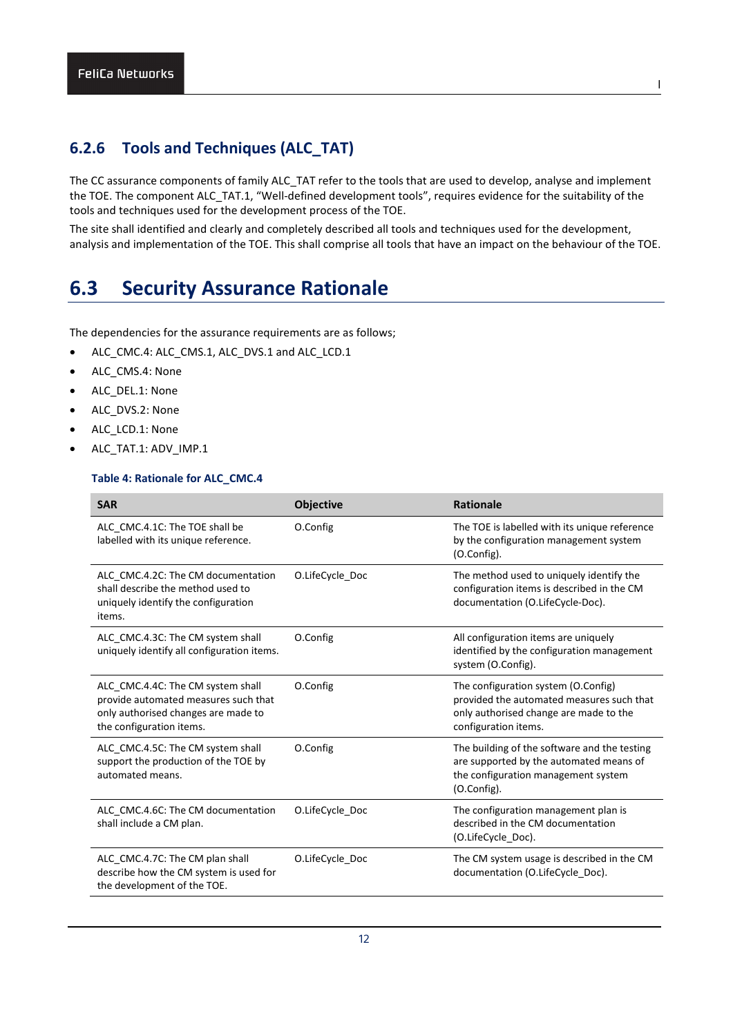### 6.2.6 Tools and Techniques (ALC_TAT)

The CC assurance components of family ALC_TAT refer to the tools that are used to develop, analyse and implement the TOE. The component ALC_TAT.1, "Well-defined development tools", requires evidence for the suitability of the tools and techniques used for the development process of the TOE.

The site shall identified and clearly and completely described all tools and techniques used for the development, analysis and implementation of the TOE. This shall comprise all tools that have an impact on the behaviour of the TOE.

## 6.3 Security Assurance Rationale

The dependencies for the assurance requirements are as follows;

- ALC_CMC.4: ALC_CMS.1, ALC_DVS.1 and ALC_LCD.1
- ALC_CMS.4: None
- ALC_DEL.1: None
- ALC_DVS.2: None
- ALC_LCD.1: None
- ALC_TAT.1: ADV_IMP.1

**Table 4: Rationale for ALC_CMC.4**

| SAR | Objective | Rationale |
|---|---|---|
| ALC_CMC.4.1C: The TOE shall be labelled with its unique reference. | O.Config | The TOE is labelled with its unique reference by the configuration management system (O.Config). |
| ALC_CMC.4.2C: The CM documentation shall describe the method used to uniquely identify the configuration items. | O.LifeCycle_Doc | The method used to uniquely identify the configuration items is described in the CM documentation (O.LifeCycle-Doc). |
| ALC_CMC.4.3C: The CM system shall uniquely identify all configuration items. | O.Config | All configuration items are uniquely identified by the configuration management system (O.Config). |
| ALC_CMC.4.4C: The CM system shall provide automated measures such that only authorised changes are made to the configuration items. | O.Config | The configuration system (O.Config) provided the automated measures such that only authorised change are made to the configuration items. |
| ALC_CMC.4.5C: The CM system shall support the production of the TOE by automated means. | O.Config | The building of the software and the testing are supported by the automated means of the configuration management system (O.Config). |
| ALC_CMC.4.6C: The CM documentation shall include a CM plan. | O.LifeCycle_Doc | The configuration management plan is described in the CM documentation (O.LifeCycle_Doc). |
| ALC_CMC.4.7C: The CM plan shall describe how the CM system is used for the development of the TOE. | O.LifeCycle_Doc | The CM system usage is described in the CM documentation (O.LifeCycle_Doc). |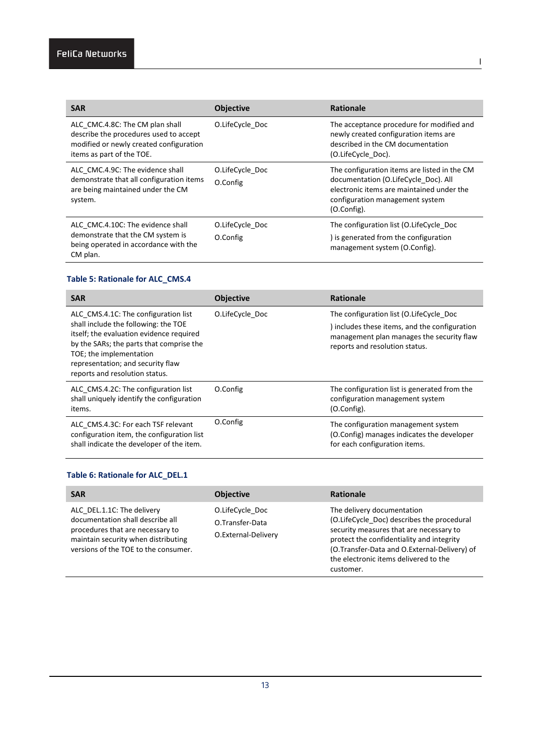| SAR | Objective | Rationale |
|---|---|---|
| ALC_CMC.4.8C: The CM plan shall describe the procedures used to accept modified or newly created configuration items as part of the TOE. | O.LifeCycle_Doc | The acceptance procedure for modified and newly created configuration items are described in the CM documentation (O.LifeCycle_Doc). |
| ALC_CMC.4.9C: The evidence shall demonstrate that all configuration items are being maintained under the CM system. | O.LifeCycle_Doc<br>O.Config | The configuration items are listed in the CM documentation (O.LifeCycle_Doc). All electronic items are maintained under the configuration management system (O.Config). |
| ALC_CMC.4.10C: The evidence shall demonstrate that the CM system is being operated in accordance with the CM plan. | O.LifeCycle_Doc<br>O.Config | The configuration list (O.LifeCycle_Doc<br>) is generated from the configuration management system (O.Config). |

**Table 5: Rationale for ALC_CMS.4**

| SAR | Objective | Rationale |
|---|---|---|
| ALC_CMS.4.1C: The configuration list shall include the following: the TOE itself; the evaluation evidence required by the SARs; the parts that comprise the TOE; the implementation representation; and security flaw reports and resolution status. | O.LifeCycle_Doc | The configuration list (O.LifeCycle_Doc<br>) includes these items, and the configuration management plan manages the security flaw reports and resolution status. |
| ALC_CMS.4.2C: The configuration list shall uniquely identify the configuration items. | O.Config | The configuration list is generated from the configuration management system (O.Config). |
| ALC_CMS.4.3C: For each TSF relevant configuration item, the configuration list shall indicate the developer of the item. | O.Config | The configuration management system (O.Config) manages indicates the developer for each configuration items. |

**Table 6: Rationale for ALC_DEL.1**

| SAR | Objective | Rationale |
|---|---|---|
| ALC_DEL.1.1C: The delivery documentation shall describe all procedures that are necessary to maintain security when distributing versions of the TOE to the consumer. | O.LifeCycle_Doc<br>O.Transfer-Data<br>O.External-Delivery | The delivery documentation (O.LifeCycle_Doc) describes the procedural security measures that are necessary to protect the confidentiality and integrity (O.Transfer-Data and O.External-Delivery) of the electronic items delivered to the customer. |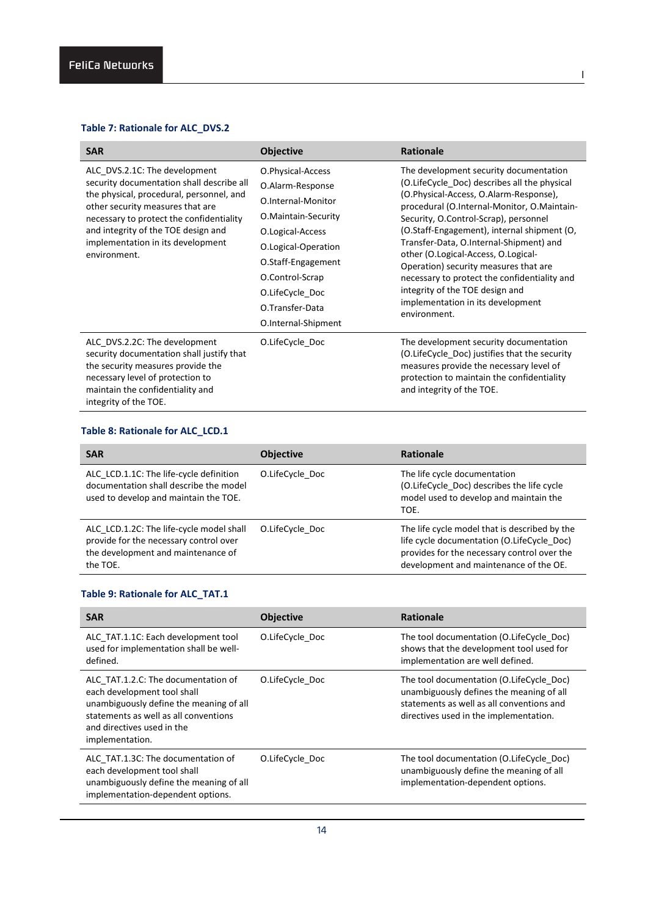**Table 7: Rationale for ALC_DVS.2**

| SAR | Objective | Rationale |
| --- | --- | --- |
| ALC_DVS.2.1C: The development security documentation shall describe all the physical, procedural, personnel, and other security measures that are necessary to protect the confidentiality and integrity of the TOE design and implementation in its development environment. | O.Physical-Access<br>O.Alarm-Response<br>O.Internal-Monitor<br>O.Maintain-Security<br>O.Logical-Access<br>O.Logical-Operation<br>O.Staff-Engagement<br>O.Control-Scrap<br>O.LifeCycle_Doc<br>O.Transfer-Data<br>O.Internal-Shipment | The development security documentation (O.LifeCycle_Doc) describes all the physical (O.Physical-Access, O.Alarm-Response), procedural (O.Internal-Monitor, O.Maintain-Security, O.Control-Scrap), personnel (O.Staff-Engagement), internal shipment (O, Transfer-Data, O.Internal-Shipment) and other (O.Logical-Access, O.Logical-Operation) security measures that are necessary to protect the confidentiality and integrity of the TOE design and implementation in its development environment. |
| ALC_DVS.2.2C: The development security documentation shall justify that the security measures provide the necessary level of protection to maintain the confidentiality and integrity of the TOE. | O.LifeCycle_Doc | The development security documentation (O.LifeCycle_Doc) justifies that the security measures provide the necessary level of protection to maintain the confidentiality and integrity of the TOE. |

**Table 8: Rationale for ALC_LCD.1**

| SAR | Objective | Rationale |
| --- | --- | --- |
| ALC_LCD.1.1C: The life-cycle definition documentation shall describe the model used to develop and maintain the TOE. | O.LifeCycle_Doc | The life cycle documentation (O.LifeCycle_Doc) describes the life cycle model used to develop and maintain the TOE. |
| ALC_LCD.1.2C: The life-cycle model shall provide for the necessary control over the development and maintenance of the TOE. | O.LifeCycle_Doc | The life cycle model that is described by the life cycle documentation (O.LifeCycle_Doc) provides for the necessary control over the development and maintenance of the OE. |

**Table 9: Rationale for ALC_TAT.1**

| SAR | Objective | Rationale |
| --- | --- | --- |
| ALC_TAT.1.1C: Each development tool used for implementation shall be well-defined. | O.LifeCycle_Doc | The tool documentation (O.LifeCycle_Doc) shows that the development tool used for implementation are well defined. |
| ALC_TAT.1.2.C: The documentation of each development tool shall unambiguously define the meaning of all statements as well as all conventions and directives used in the implementation. | O.LifeCycle_Doc | The tool documentation (O.LifeCycle_Doc) unambiguously defines the meaning of all statements as well as all conventions and directives used in the implementation. |
| ALC_TAT.1.3C: The documentation of each development tool shall unambiguously define the meaning of all implementation-dependent options. | O.LifeCycle_Doc | The tool documentation (O.LifeCycle_Doc) unambiguously define the meaning of all implementation-dependent options. |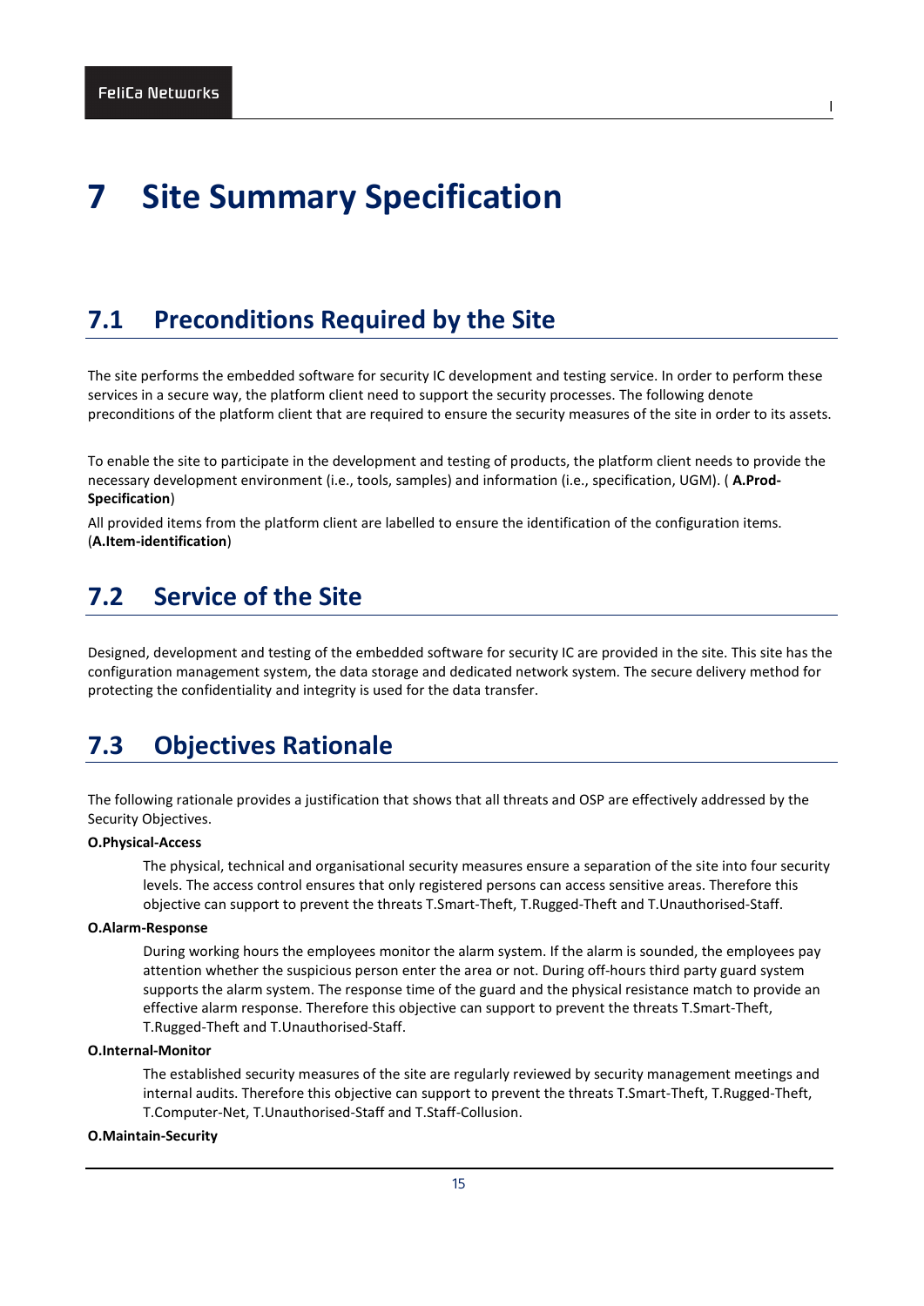# 7 Site Summary Specification

## 7.1 Preconditions Required by the Site

The site performs the embedded software for security IC development and testing service. In order to perform these services in a secure way, the platform client need to support the security processes. The following denote preconditions of the platform client that are required to ensure the security measures of the site in order to its assets.

To enable the site to participate in the development and testing of products, the platform client needs to provide the necessary development environment (i.e., tools, samples) and information (i.e., specification, UGM). ( **A.Prod-Specification**)

All provided items from the platform client are labelled to ensure the identification of the configuration items. (**A.Item-identification**)

## 7.2 Service of the Site

Designed, development and testing of the embedded software for security IC are provided in the site. This site has the configuration management system, the data storage and dedicated network system. The secure delivery method for protecting the confidentiality and integrity is used for the data transfer.

## 7.3 Objectives Rationale

The following rationale provides a justification that shows that all threats and OSP are effectively addressed by the Security Objectives.

**O.Physical-Access**

The physical, technical and organisational security measures ensure a separation of the site into four security levels. The access control ensures that only registered persons can access sensitive areas. Therefore this objective can support to prevent the threats T.Smart-Theft, T.Rugged-Theft and T.Unauthorised-Staff.

**O.Alarm-Response**

During working hours the employees monitor the alarm system. If the alarm is sounded, the employees pay attention whether the suspicious person enter the area or not. During off-hours third party guard system supports the alarm system. The response time of the guard and the physical resistance match to provide an effective alarm response. Therefore this objective can support to prevent the threats T.Smart-Theft, T.Rugged-Theft and T.Unauthorised-Staff.

**O.Internal-Monitor**

The established security measures of the site are regularly reviewed by security management meetings and internal audits. Therefore this objective can support to prevent the threats T.Smart-Theft, T.Rugged-Theft, T.Computer-Net, T.Unauthorised-Staff and T.Staff-Collusion.

**O.Maintain-Security**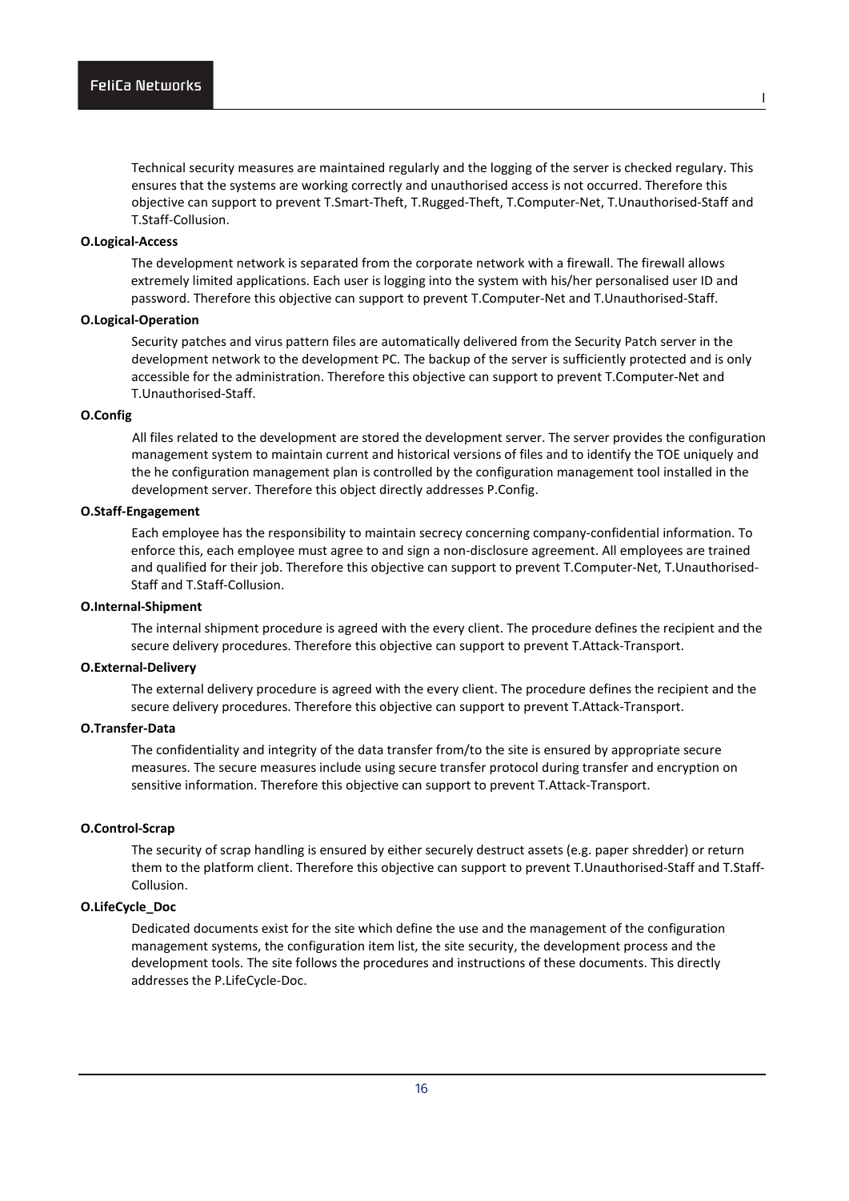Technical security measures are maintained regularly and the logging of the server is checked regulary. This ensures that the systems are working correctly and unauthorised access is not occurred. Therefore this objective can support to prevent T.Smart-Theft, T.Rugged-Theft, T.Computer-Net, T.Unauthorised-Staff and T.Staff-Collusion.

**O.Logical-Access**

The development network is separated from the corporate network with a firewall. The firewall allows extremely limited applications. Each user is logging into the system with his/her personalised user ID and password. Therefore this objective can support to prevent T.Computer-Net and T.Unauthorised-Staff.

**O.Logical-Operation**

Security patches and virus pattern files are automatically delivered from the Security Patch server in the development network to the development PC. The backup of the server is sufficiently protected and is only accessible for the administration. Therefore this objective can support to prevent T.Computer-Net and T.Unauthorised-Staff.

**O.Config**

All files related to the development are stored the development server. The server provides the configuration management system to maintain current and historical versions of files and to identify the TOE uniquely and the he configuration management plan is controlled by the configuration management tool installed in the development server. Therefore this object directly addresses P.Config.

**O.Staff-Engagement**

Each employee has the responsibility to maintain secrecy concerning company-confidential information. To enforce this, each employee must agree to and sign a non-disclosure agreement. All employees are trained and qualified for their job. Therefore this objective can support to prevent T.Computer-Net, T.Unauthorised-Staff and T.Staff-Collusion.

**O.Internal-Shipment**

The internal shipment procedure is agreed with the every client. The procedure defines the recipient and the secure delivery procedures. Therefore this objective can support to prevent T.Attack-Transport.

**O.External-Delivery**

The external delivery procedure is agreed with the every client. The procedure defines the recipient and the secure delivery procedures. Therefore this objective can support to prevent T.Attack-Transport.

**O.Transfer-Data**

The confidentiality and integrity of the data transfer from/to the site is ensured by appropriate secure measures. The secure measures include using secure transfer protocol during transfer and encryption on sensitive information. Therefore this objective can support to prevent T.Attack-Transport.

**O.Control-Scrap**

The security of scrap handling is ensured by either securely destruct assets (e.g. paper shredder) or return them to the platform client. Therefore this objective can support to prevent T.Unauthorised-Staff and T.Staff-Collusion.

**O.LifeCycle_Doc**

Dedicated documents exist for the site which define the use and the management of the configuration management systems, the configuration item list, the site security, the development process and the development tools. The site follows the procedures and instructions of these documents. This directly addresses the P.LifeCycle-Doc.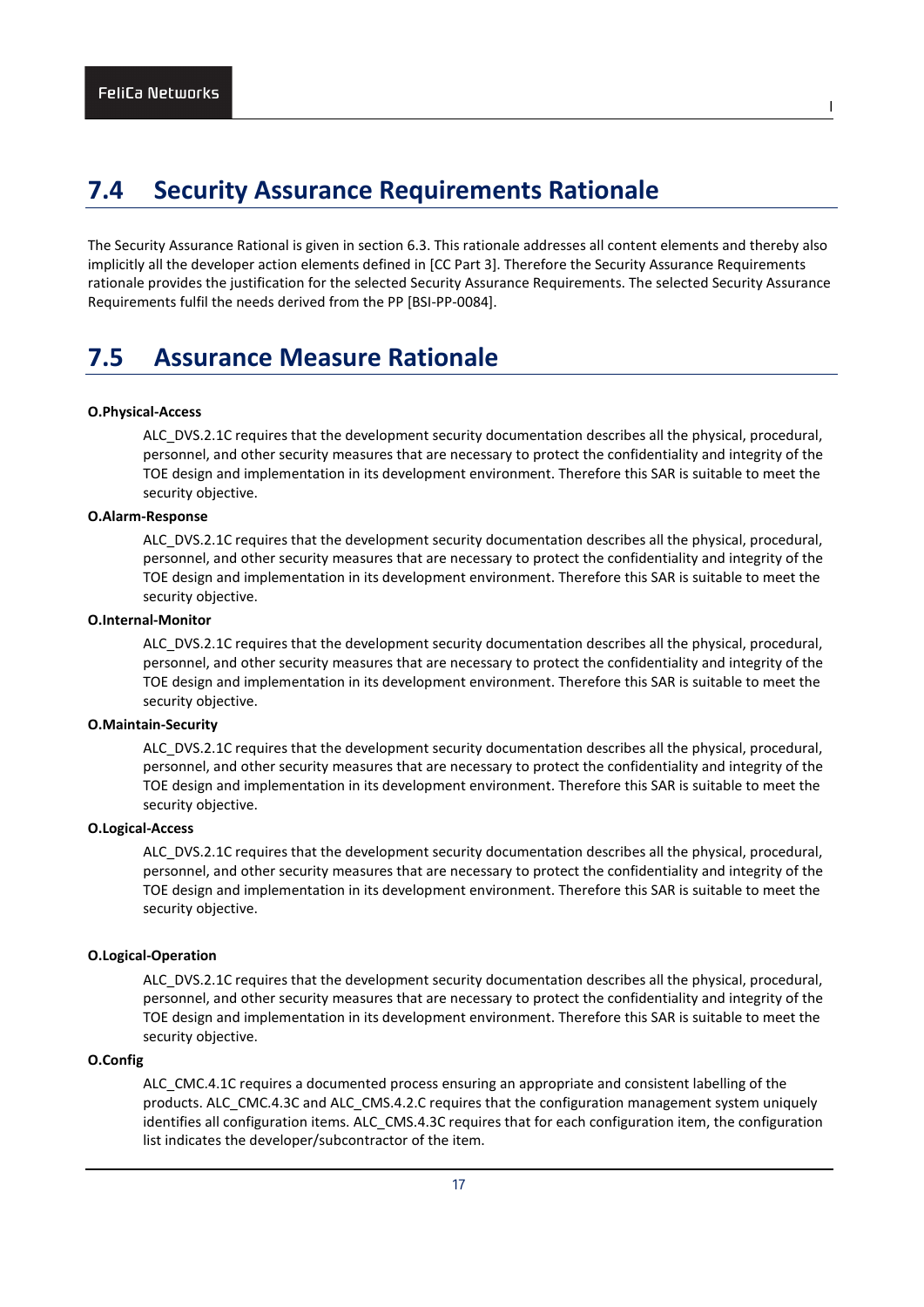## 7.4 Security Assurance Requirements Rationale

The Security Assurance Rational is given in section 6.3. This rationale addresses all content elements and thereby also implicitly all the developer action elements defined in [CC Part 3]. Therefore the Security Assurance Requirements rationale provides the justification for the selected Security Assurance Requirements. The selected Security Assurance Requirements fulfil the needs derived from the PP [BSI-PP-0084].

## 7.5 Assurance Measure Rationale

**O.Physical-Access**

ALC_DVS.2.1C requires that the development security documentation describes all the physical, procedural, personnel, and other security measures that are necessary to protect the confidentiality and integrity of the TOE design and implementation in its development environment. Therefore this SAR is suitable to meet the security objective.

**O.Alarm-Response**

ALC_DVS.2.1C requires that the development security documentation describes all the physical, procedural, personnel, and other security measures that are necessary to protect the confidentiality and integrity of the TOE design and implementation in its development environment. Therefore this SAR is suitable to meet the security objective.

**O.Internal-Monitor**

ALC_DVS.2.1C requires that the development security documentation describes all the physical, procedural, personnel, and other security measures that are necessary to protect the confidentiality and integrity of the TOE design and implementation in its development environment. Therefore this SAR is suitable to meet the security objective.

**O.Maintain-Security**

ALC_DVS.2.1C requires that the development security documentation describes all the physical, procedural, personnel, and other security measures that are necessary to protect the confidentiality and integrity of the TOE design and implementation in its development environment. Therefore this SAR is suitable to meet the security objective.

**O.Logical-Access**

ALC_DVS.2.1C requires that the development security documentation describes all the physical, procedural, personnel, and other security measures that are necessary to protect the confidentiality and integrity of the TOE design and implementation in its development environment. Therefore this SAR is suitable to meet the security objective.

**O.Logical-Operation**

ALC_DVS.2.1C requires that the development security documentation describes all the physical, procedural, personnel, and other security measures that are necessary to protect the confidentiality and integrity of the TOE design and implementation in its development environment. Therefore this SAR is suitable to meet the security objective.

**O.Config**

ALC_CMC.4.1C requires a documented process ensuring an appropriate and consistent labelling of the products. ALC_CMC.4.3C and ALC_CMS.4.2.C requires that the configuration management system uniquely identifies all configuration items. ALC_CMS.4.3C requires that for each configuration item, the configuration list indicates the developer/subcontractor of the item.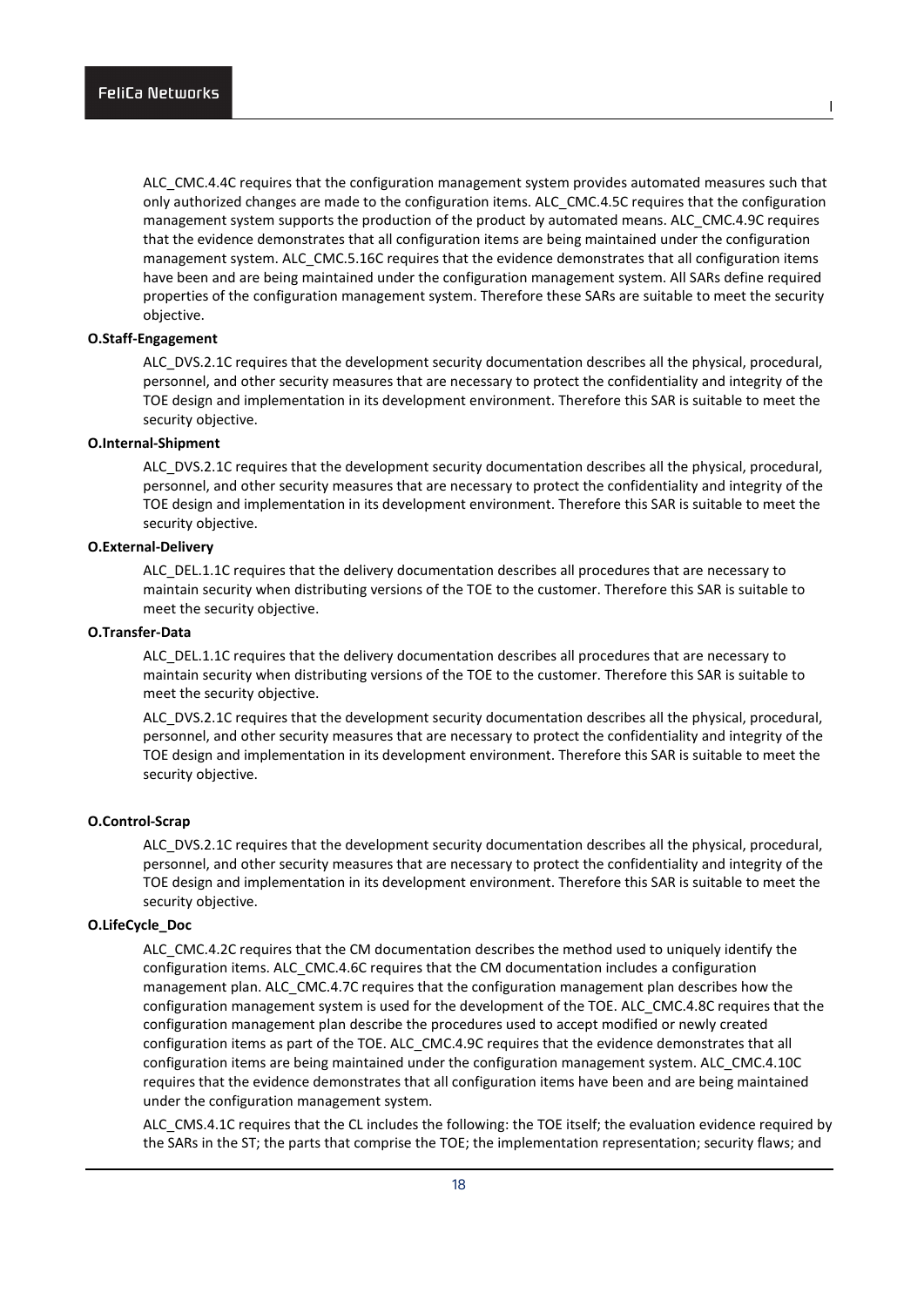ALC_CMC.4.4C requires that the configuration management system provides automated measures such that only authorized changes are made to the configuration items. ALC_CMC.4.5C requires that the configuration management system supports the production of the product by automated means. ALC_CMC.4.9C requires that the evidence demonstrates that all configuration items are being maintained under the configuration management system. ALC_CMC.5.16C requires that the evidence demonstrates that all configuration items have been and are being maintained under the configuration management system. All SARs define required properties of the configuration management system. Therefore these SARs are suitable to meet the security objective.

**O.Staff-Engagement**

ALC_DVS.2.1C requires that the development security documentation describes all the physical, procedural, personnel, and other security measures that are necessary to protect the confidentiality and integrity of the TOE design and implementation in its development environment. Therefore this SAR is suitable to meet the security objective.

**O.Internal-Shipment**

ALC_DVS.2.1C requires that the development security documentation describes all the physical, procedural, personnel, and other security measures that are necessary to protect the confidentiality and integrity of the TOE design and implementation in its development environment. Therefore this SAR is suitable to meet the security objective.

**O.External-Delivery**

ALC_DEL.1.1C requires that the delivery documentation describes all procedures that are necessary to maintain security when distributing versions of the TOE to the customer. Therefore this SAR is suitable to meet the security objective.

**O.Transfer-Data**

ALC_DEL.1.1C requires that the delivery documentation describes all procedures that are necessary to maintain security when distributing versions of the TOE to the customer. Therefore this SAR is suitable to meet the security objective.

ALC_DVS.2.1C requires that the development security documentation describes all the physical, procedural, personnel, and other security measures that are necessary to protect the confidentiality and integrity of the TOE design and implementation in its development environment. Therefore this SAR is suitable to meet the security objective.

**O.Control-Scrap**

ALC_DVS.2.1C requires that the development security documentation describes all the physical, procedural, personnel, and other security measures that are necessary to protect the confidentiality and integrity of the TOE design and implementation in its development environment. Therefore this SAR is suitable to meet the security objective.

**O.LifeCycle_Doc**

ALC_CMC.4.2C requires that the CM documentation describes the method used to uniquely identify the configuration items. ALC_CMC.4.6C requires that the CM documentation includes a configuration management plan. ALC_CMC.4.7C requires that the configuration management plan describes how the configuration management system is used for the development of the TOE. ALC_CMC.4.8C requires that the configuration management plan describe the procedures used to accept modified or newly created configuration items as part of the TOE. ALC_CMC.4.9C requires that the evidence demonstrates that all configuration items are being maintained under the configuration management system. ALC_CMC.4.10C requires that the evidence demonstrates that all configuration items have been and are being maintained under the configuration management system.

ALC_CMS.4.1C requires that the CL includes the following: the TOE itself; the evaluation evidence required by the SARs in the ST; the parts that comprise the TOE; the implementation representation; security flaws; and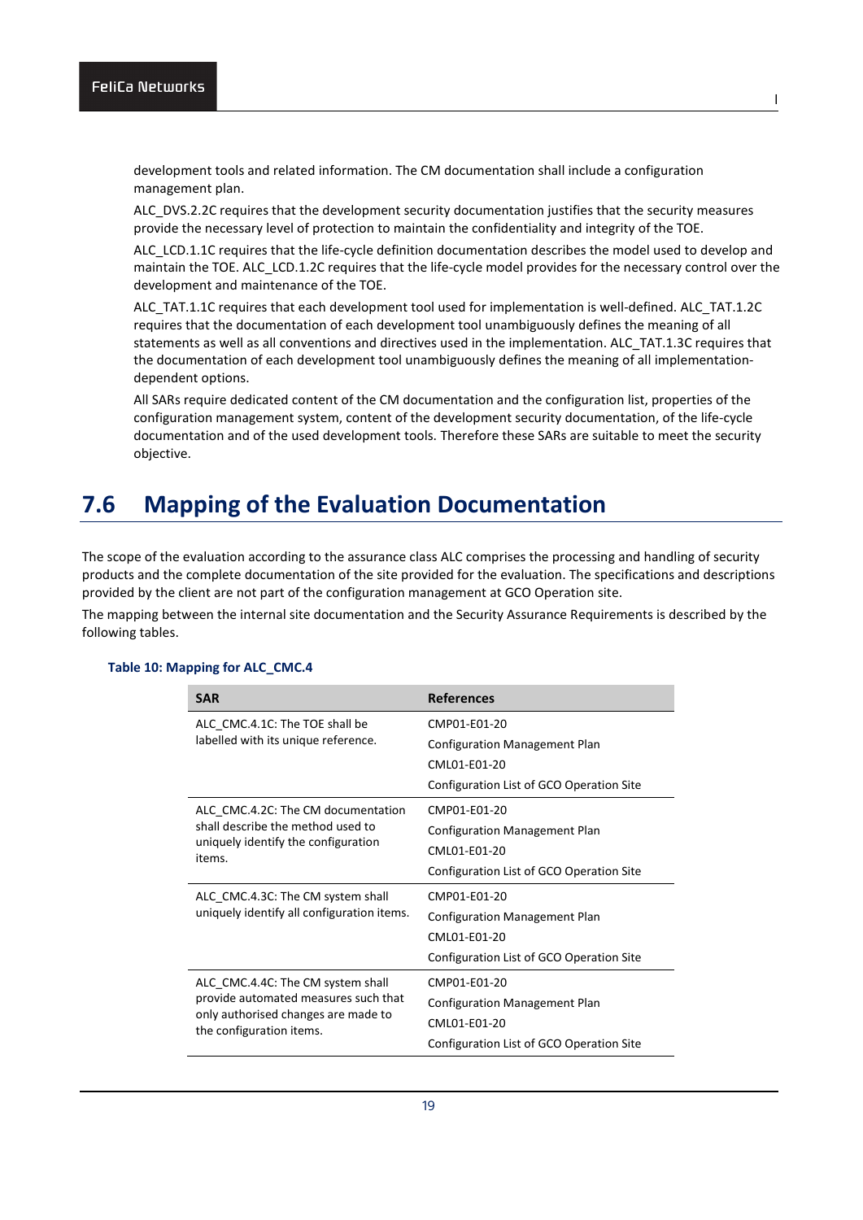development tools and related information. The CM documentation shall include a configuration management plan.

ALC_DVS.2.2C requires that the development security documentation justifies that the security measures provide the necessary level of protection to maintain the confidentiality and integrity of the TOE.

ALC_LCD.1.1C requires that the life-cycle definition documentation describes the model used to develop and maintain the TOE. ALC_LCD.1.2C requires that the life-cycle model provides for the necessary control over the development and maintenance of the TOE.

ALC_TAT.1.1C requires that each development tool used for implementation is well-defined. ALC_TAT.1.2C requires that the documentation of each development tool unambiguously defines the meaning of all statements as well as all conventions and directives used in the implementation. ALC_TAT.1.3C requires that the documentation of each development tool unambiguously defines the meaning of all implementation-dependent options.

All SARs require dedicated content of the CM documentation and the configuration list, properties of the configuration management system, content of the development security documentation, of the life-cycle documentation and of the used development tools. Therefore these SARs are suitable to meet the security objective.

## 7.6 Mapping of the Evaluation Documentation

The scope of the evaluation according to the assurance class ALC comprises the processing and handling of security products and the complete documentation of the site provided for the evaluation. The specifications and descriptions provided by the client are not part of the configuration management at GCO Operation site.

The mapping between the internal site documentation and the Security Assurance Requirements is described by the following tables.

**Table 10: Mapping for ALC_CMC.4**

| SAR | References |
|---|---|
| ALC_CMC.4.1C: The TOE shall be labelled with its unique reference. | CMP01-E01-20<br>Configuration Management Plan<br>CML01-E01-20<br>Configuration List of GCO Operation Site |
| ALC_CMC.4.2C: The CM documentation shall describe the method used to uniquely identify the configuration items. | CMP01-E01-20<br>Configuration Management Plan<br>CML01-E01-20<br>Configuration List of GCO Operation Site |
| ALC_CMC.4.3C: The CM system shall uniquely identify all configuration items. | CMP01-E01-20<br>Configuration Management Plan<br>CML01-E01-20<br>Configuration List of GCO Operation Site |
| ALC_CMC.4.4C: The CM system shall provide automated measures such that only authorised changes are made to the configuration items. | CMP01-E01-20<br>Configuration Management Plan<br>CML01-E01-20<br>Configuration List of GCO Operation Site |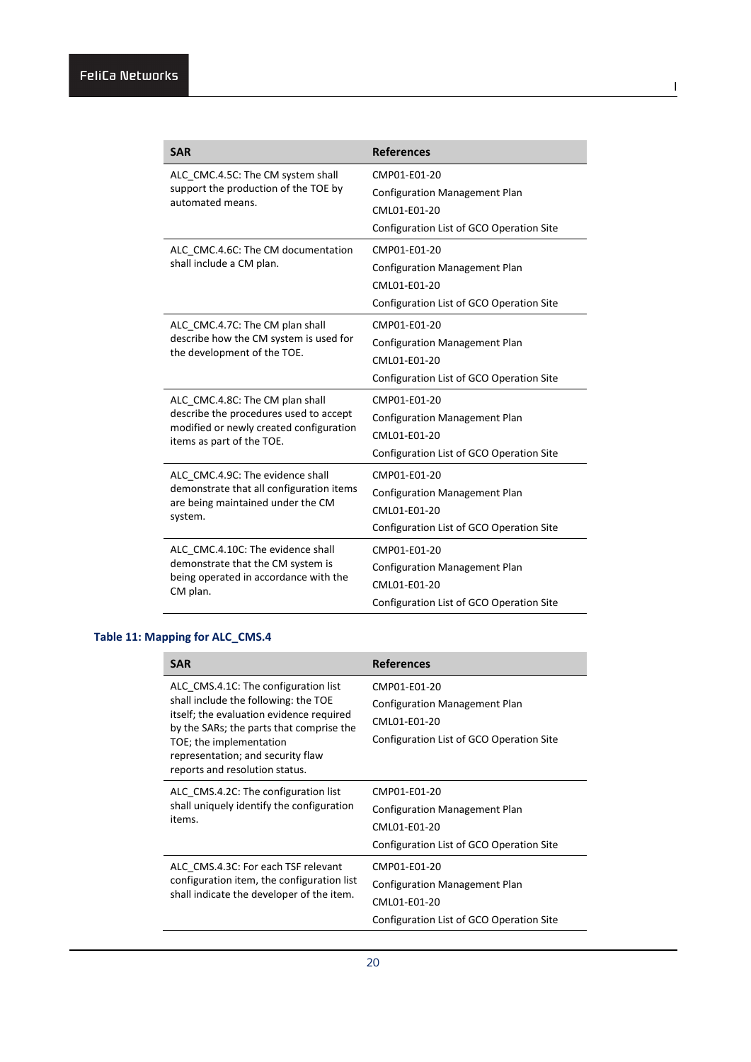| SAR | References |
| --- | --- |
| ALC_CMC.4.5C: The CM system shall support the production of the TOE by automated means. | CMP01-E01-20<br>Configuration Management Plan<br>CML01-E01-20<br>Configuration List of GCO Operation Site |
| ALC_CMC.4.6C: The CM documentation shall include a CM plan. | CMP01-E01-20<br>Configuration Management Plan<br>CML01-E01-20<br>Configuration List of GCO Operation Site |
| ALC_CMC.4.7C: The CM plan shall describe how the CM system is used for the development of the TOE. | CMP01-E01-20<br>Configuration Management Plan<br>CML01-E01-20<br>Configuration List of GCO Operation Site |
| ALC_CMC.4.8C: The CM plan shall describe the procedures used to accept modified or newly created configuration items as part of the TOE. | CMP01-E01-20<br>Configuration Management Plan<br>CML01-E01-20<br>Configuration List of GCO Operation Site |
| ALC_CMC.4.9C: The evidence shall demonstrate that all configuration items are being maintained under the CM system. | CMP01-E01-20<br>Configuration Management Plan<br>CML01-E01-20<br>Configuration List of GCO Operation Site |
| ALC_CMC.4.10C: The evidence shall demonstrate that the CM system is being operated in accordance with the CM plan. | CMP01-E01-20<br>Configuration Management Plan<br>CML01-E01-20<br>Configuration List of GCO Operation Site |

**Table 11: Mapping for ALC_CMS.4**

| SAR | References |
| --- | --- |
| ALC_CMS.4.1C: The configuration list shall include the following: the TOE itself; the evaluation evidence required by the SARs; the parts that comprise the TOE; the implementation representation; and security flaw reports and resolution status. | CMP01-E01-20<br>Configuration Management Plan<br>CML01-E01-20<br>Configuration List of GCO Operation Site |
| ALC_CMS.4.2C: The configuration list shall uniquely identify the configuration items. | CMP01-E01-20<br>Configuration Management Plan<br>CML01-E01-20<br>Configuration List of GCO Operation Site |
| ALC_CMS.4.3C: For each TSF relevant configuration item, the configuration list shall indicate the developer of the item. | CMP01-E01-20<br>Configuration Management Plan<br>CML01-E01-20<br>Configuration List of GCO Operation Site |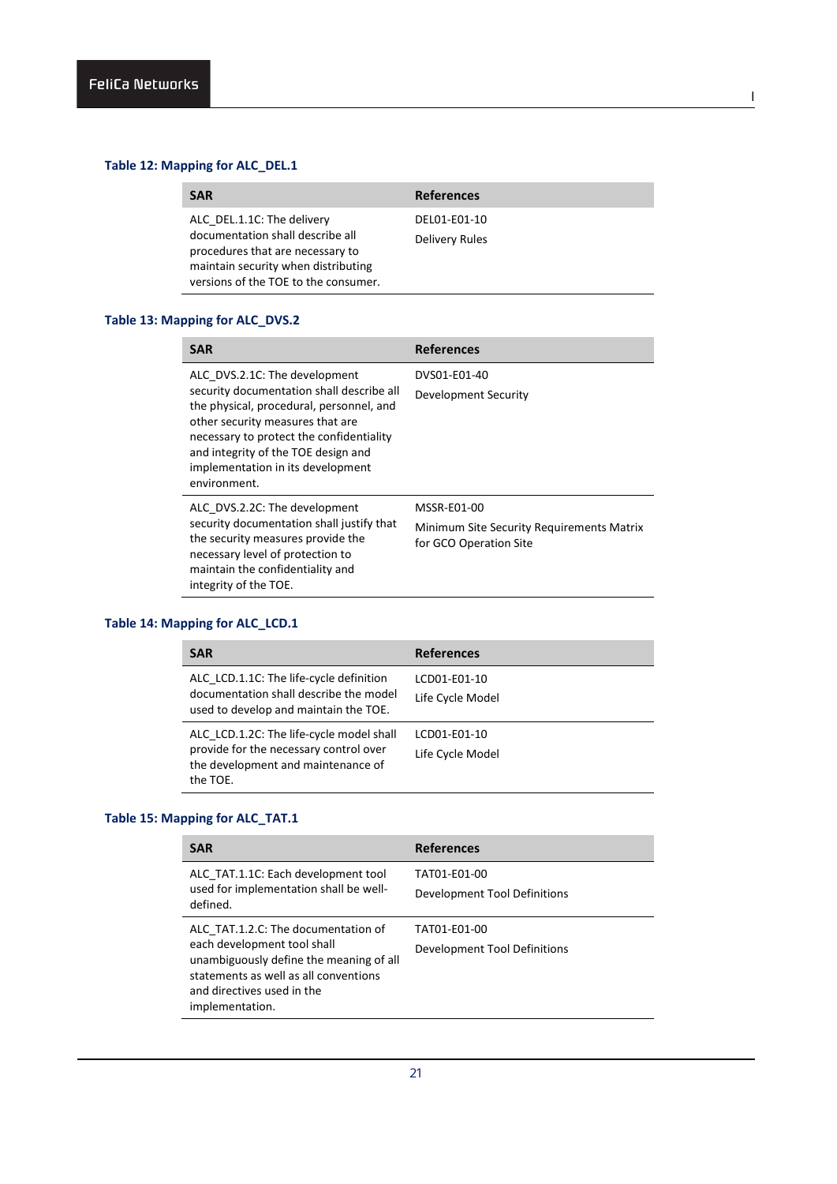**Table 12: Mapping for ALC_DEL.1**

| SAR | References |
|---|---|
| ALC_DEL.1.1C: The delivery documentation shall describe all procedures that are necessary to maintain security when distributing versions of the TOE to the consumer. | DEL01-E01-10<br>Delivery Rules |

**Table 13: Mapping for ALC_DVS.2**

| SAR | References |
|---|---|
| ALC_DVS.2.1C: The development security documentation shall describe all the physical, procedural, personnel, and other security measures that are necessary to protect the confidentiality and integrity of the TOE design and implementation in its development environment. | DVS01-E01-40<br>Development Security |
| ALC_DVS.2.2C: The development security documentation shall justify that the security measures provide the necessary level of protection to maintain the confidentiality and integrity of the TOE. | MSSR-E01-00<br>Minimum Site Security Requirements Matrix for GCO Operation Site |

**Table 14: Mapping for ALC_LCD.1**

| SAR | References |
|---|---|
| ALC_LCD.1.1C: The life-cycle definition documentation shall describe the model used to develop and maintain the TOE. | LCD01-E01-10<br>Life Cycle Model |
| ALC_LCD.1.2C: The life-cycle model shall provide for the necessary control over the development and maintenance of the TOE. | LCD01-E01-10<br>Life Cycle Model |

**Table 15: Mapping for ALC_TAT.1**

| SAR | References |
|---|---|
| ALC_TAT.1.1C: Each development tool used for implementation shall be well-defined. | TAT01-E01-00<br>Development Tool Definitions |
| ALC_TAT.1.2.C: The documentation of each development tool shall unambiguously define the meaning of all statements as well as all conventions and directives used in the implementation. | TAT01-E01-00<br>Development Tool Definitions |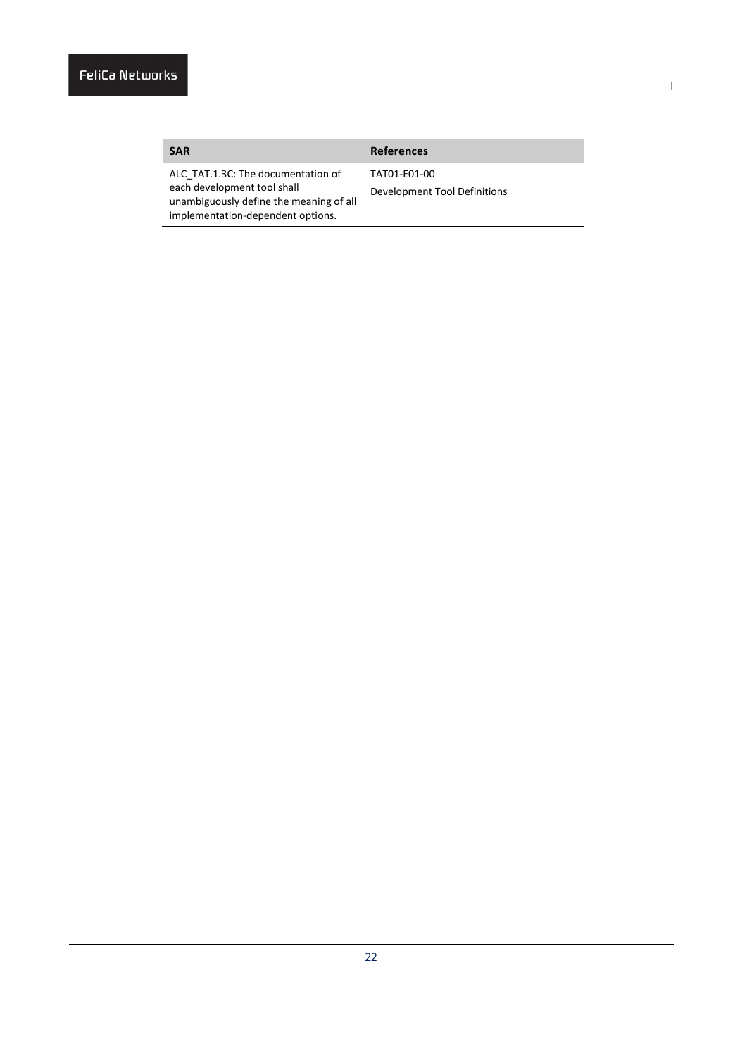| SAR | References |
| --- | --- |
| ALC_TAT.1.3C: The documentation of each development tool shall unambiguously define the meaning of all implementation-dependent options. | TAT01-E01-00<br>Development Tool Definitions |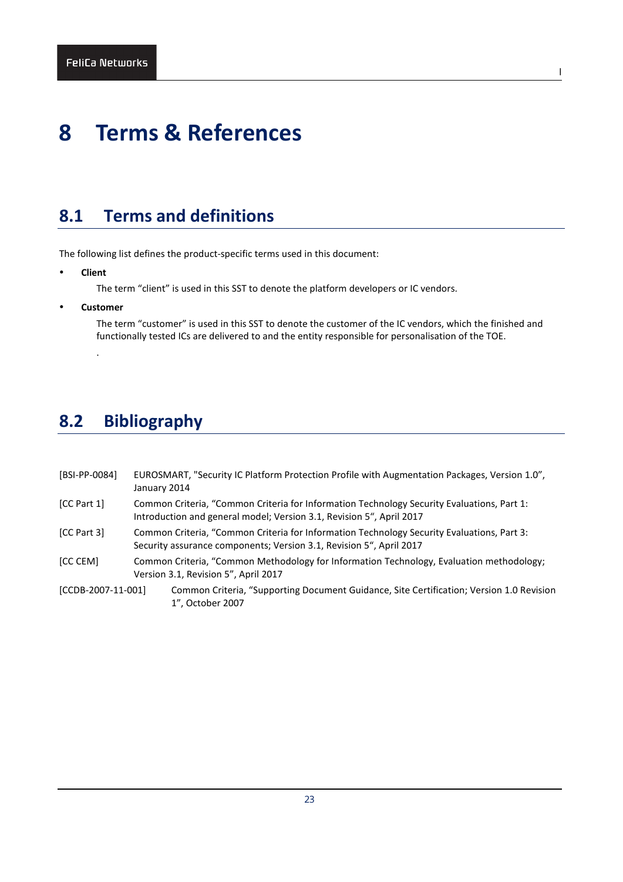# 8 Terms & References

## 8.1 Terms and definitions

The following list defines the product-specific terms used in this document:

- **Client**

  The term “client” is used in this SST to denote the platform developers or IC vendors.

- **Customer**

  The term “customer” is used in this SST to denote the customer of the IC vendors, which the finished and functionally tested ICs are delivered to and the entity responsible for personalisation of the TOE.

  .

## 8.2 Bibliography

[BSI-PP-0084] EUROSMART, "Security IC Platform Protection Profile with Augmentation Packages, Version 1.0”, January 2014

[CC Part 1] Common Criteria, “Common Criteria for Information Technology Security Evaluations, Part 1: Introduction and general model; Version 3.1, Revision 5“, April 2017

[CC Part 3] Common Criteria, “Common Criteria for Information Technology Security Evaluations, Part 3: Security assurance components; Version 3.1, Revision 5“, April 2017

[CC CEM] Common Criteria, “Common Methodology for Information Technology, Evaluation methodology; Version 3.1, Revision 5”, April 2017

[CCDB-2007-11-001] Common Criteria, “Supporting Document Guidance, Site Certification; Version 1.0 Revision 1”, October 2007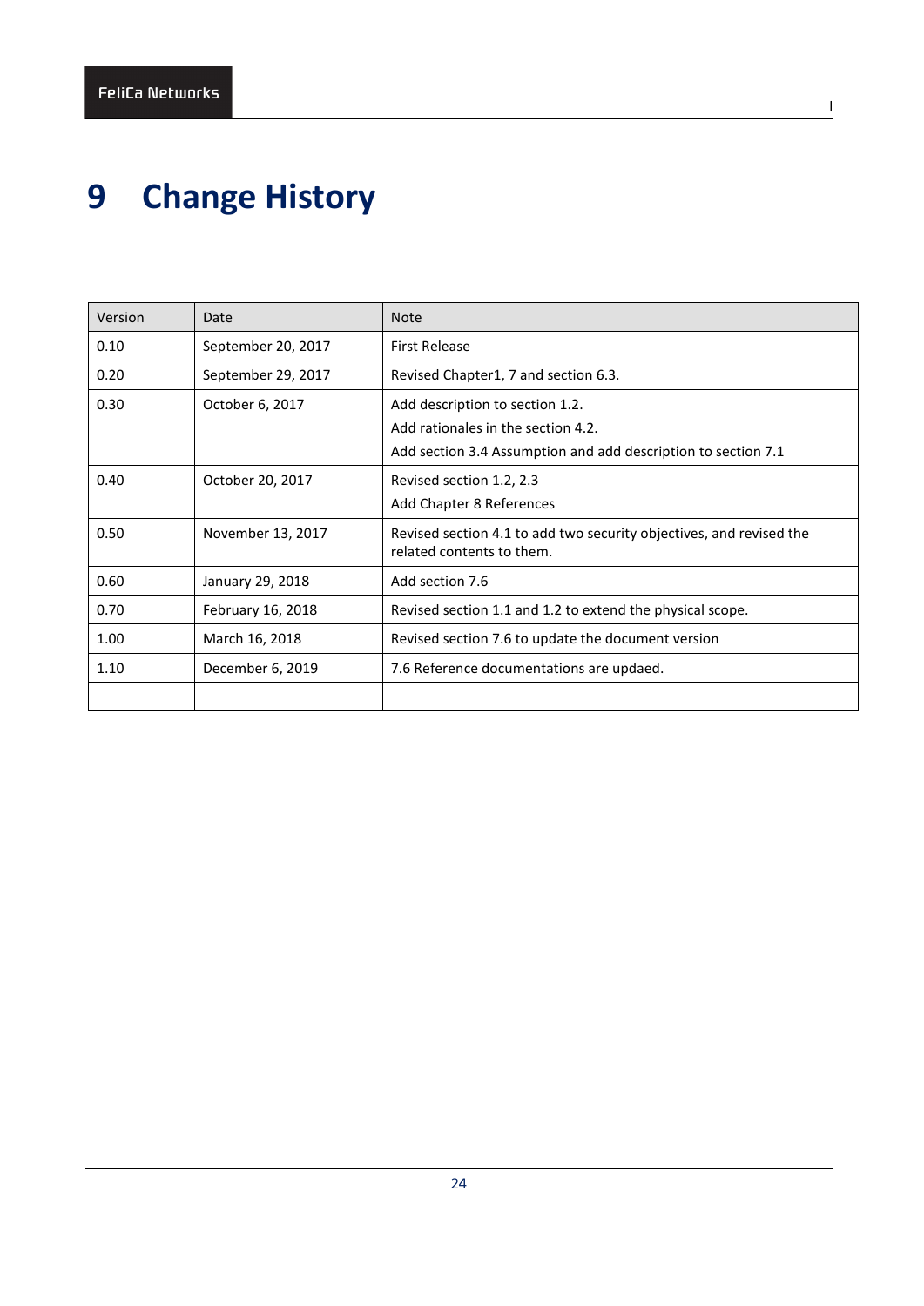# 9 Change History

| Version | Date | Note |
|---|---|---|
| 0.10 | September 20, 2017 | First Release |
| 0.20 | September 29, 2017 | Revised Chapter1, 7 and section 6.3. |
| 0.30 | October 6, 2017 | Add description to section 1.2.<br>Add rationales in the section 4.2.<br>Add section 3.4 Assumption and add description to section 7.1 |
| 0.40 | October 20, 2017 | Revised section 1.2, 2.3<br>Add Chapter 8 References |
| 0.50 | November 13, 2017 | Revised section 4.1 to add two security objectives, and revised the related contents to them. |
| 0.60 | January 29, 2018 | Add section 7.6 |
| 0.70 | February 16, 2018 | Revised section 1.1 and 1.2 to extend the physical scope. |
| 1.00 | March 16, 2018 | Revised section 7.6 to update the document version |
| 1.10 | December 6, 2019 | 7.6 Reference documentations are updaed. |
| | | |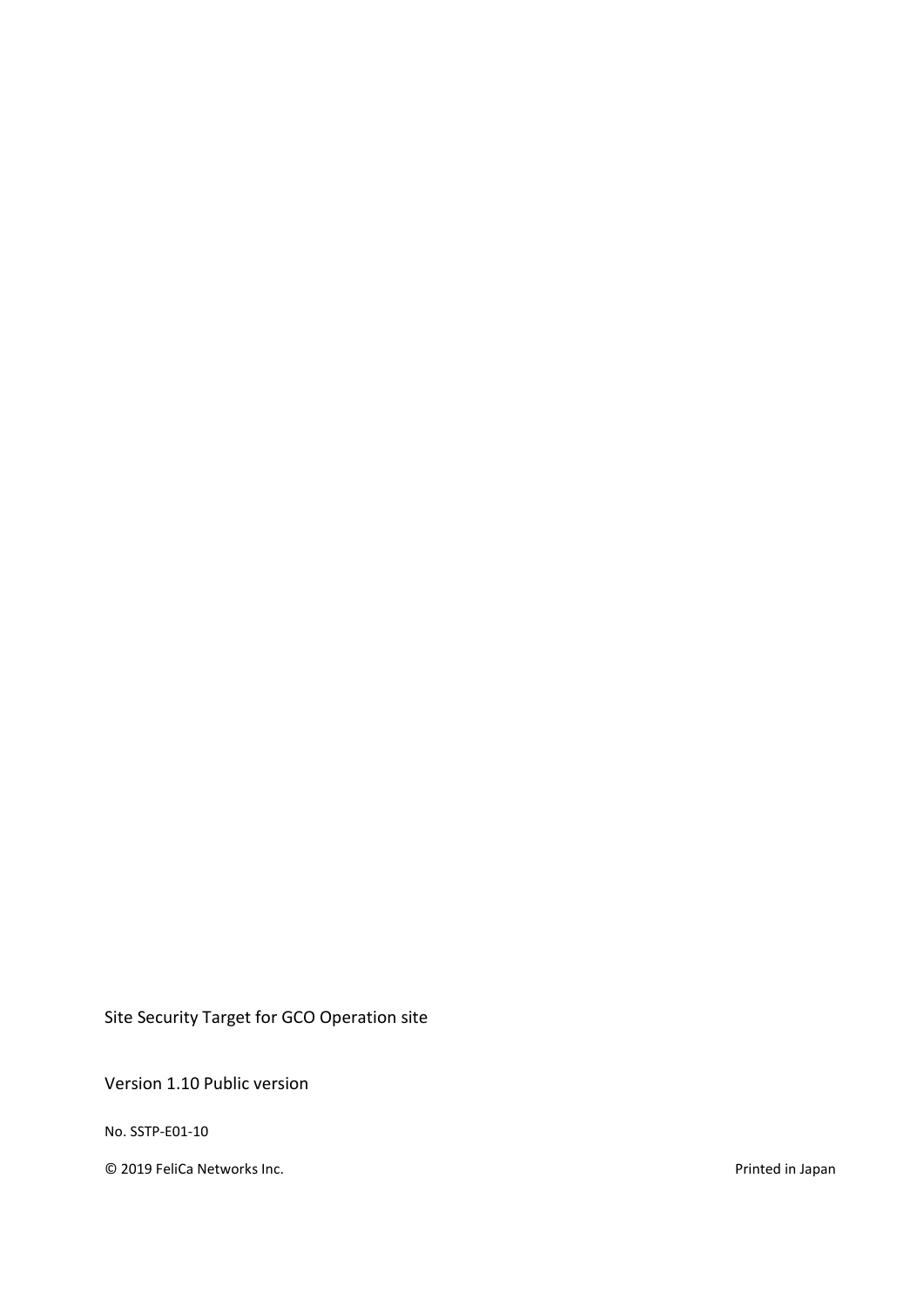Site Security Target for GCO Operation site

Version 1.10 Public version

No. SSTP-E01-10

© 2019 FeliCa Networks Inc.

Printed in Japan